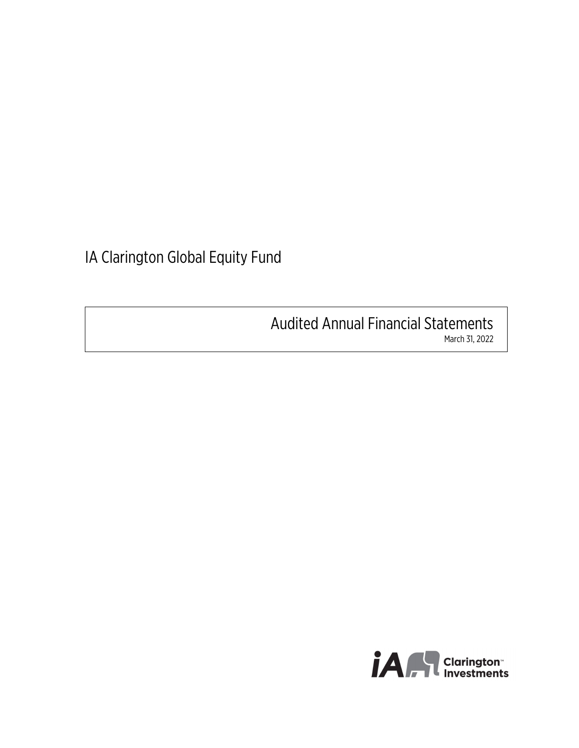# IA Clarington Global Equity Fund

## Audited Annual Financial Statements

March 31, 2022

iA Clarington Investments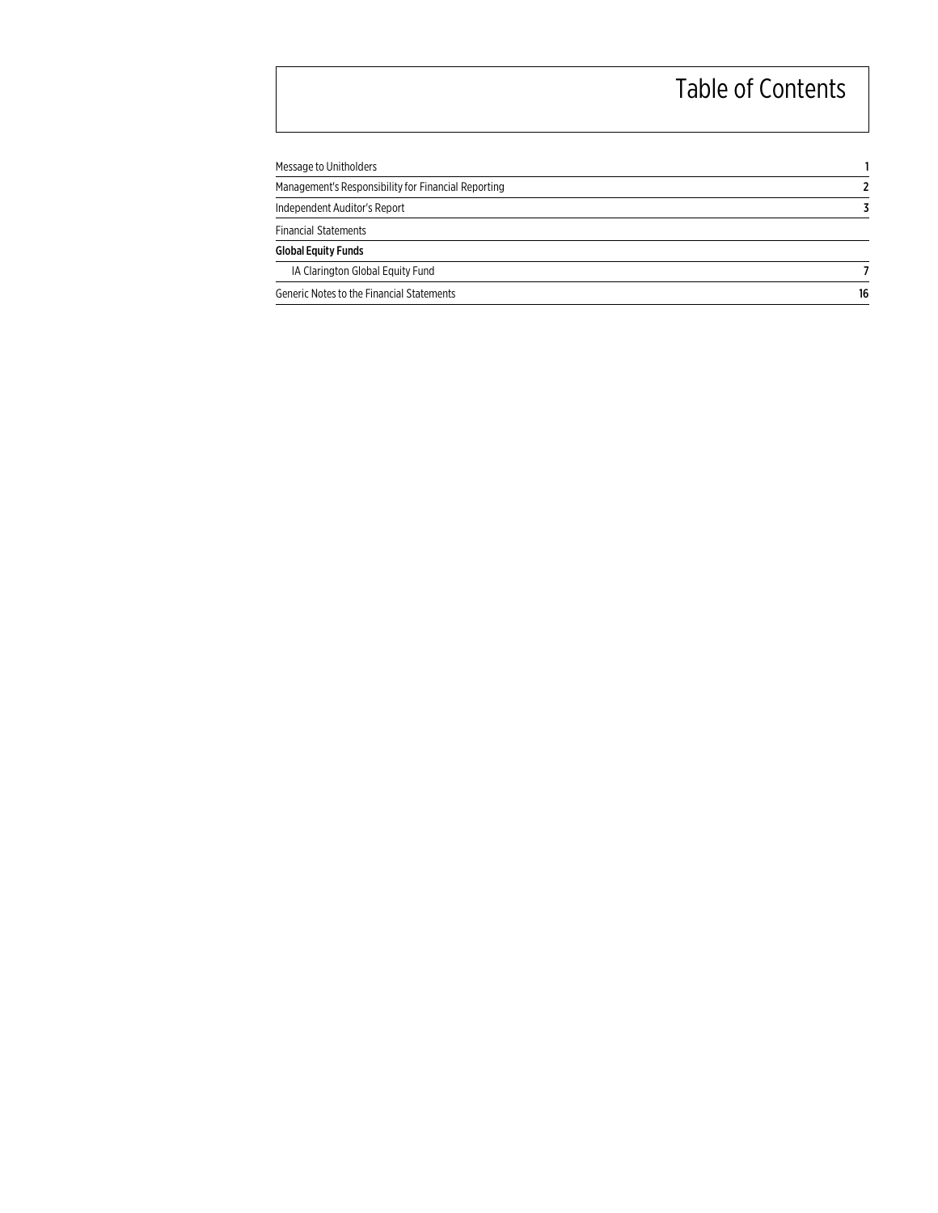# Table of Contents

| | |
|---|---|
| Message to Unitholders | 1 |
| Management's Responsibility for Financial Reporting | 2 |
| Independent Auditor's Report | 3 |
| Financial Statements | |
| **Global Equity Funds** | |
| IA Clarington Global Equity Fund | 7 |
| Generic Notes to the Financial Statements | 16 |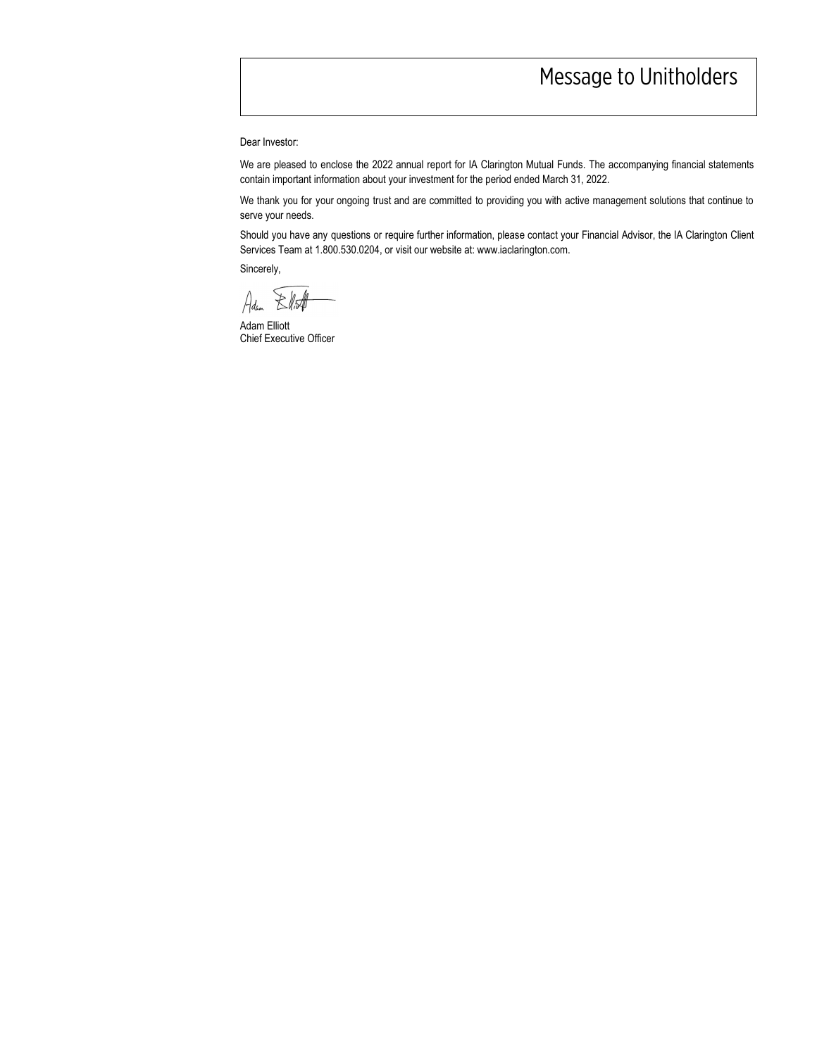# Message to Unitholders

Dear Investor:

We are pleased to enclose the 2022 annual report for IA Clarington Mutual Funds. The accompanying financial statements contain important information about your investment for the period ended March 31, 2022.

We thank you for your ongoing trust and are committed to providing you with active management solutions that continue to serve your needs.

Should you have any questions or require further information, please contact your Financial Advisor, the IA Clarington Client Services Team at 1.800.530.0204, or visit our website at: www.iaclarington.com.

Sincerely,

Adam Elliott
Chief Executive Officer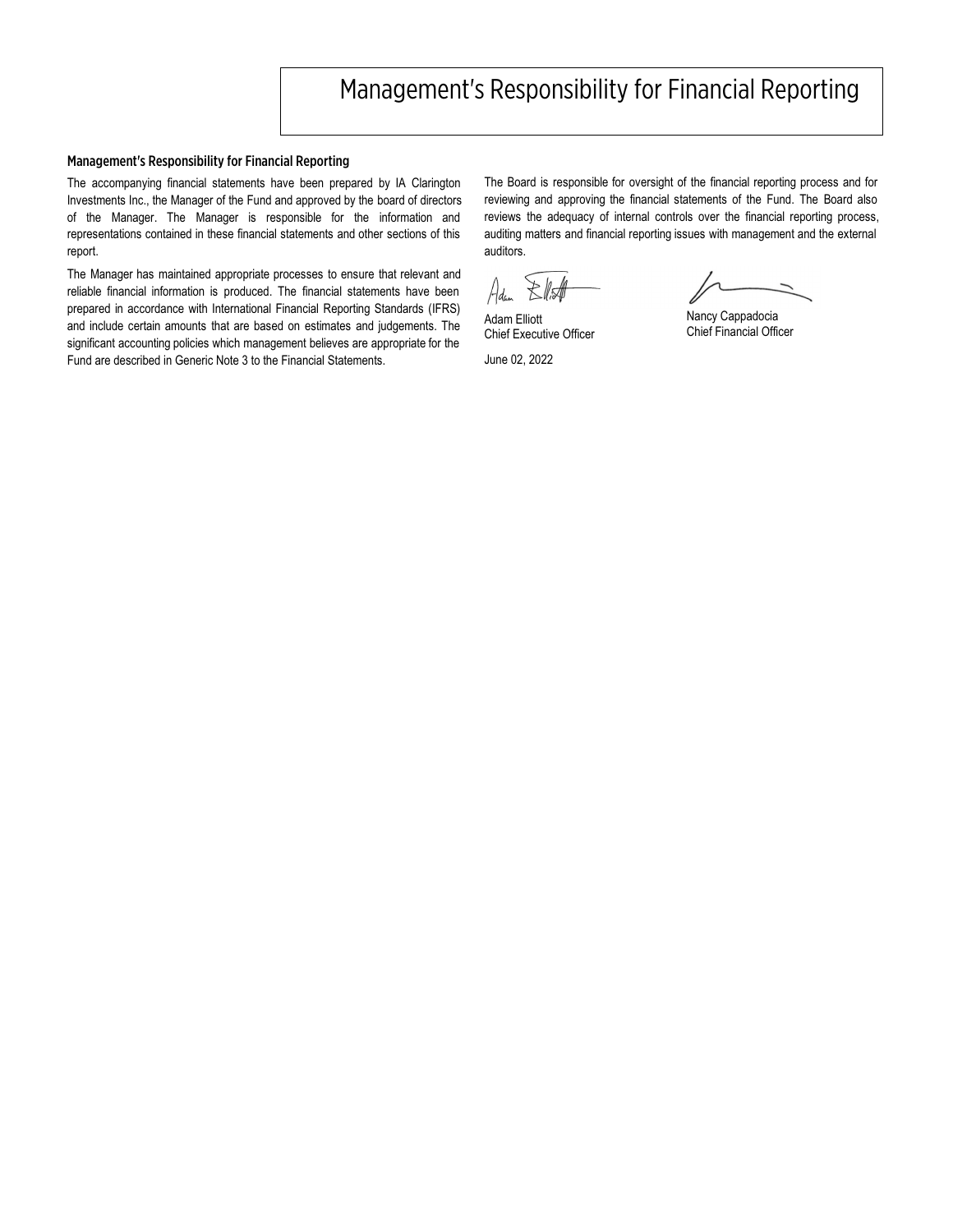# Management's Responsibility for Financial Reporting

## Management's Responsibility for Financial Reporting

The accompanying financial statements have been prepared by IA Clarington Investments Inc., the Manager of the Fund and approved by the board of directors of the Manager. The Manager is responsible for the information and representations contained in these financial statements and other sections of this report.

The Manager has maintained appropriate processes to ensure that relevant and reliable financial information is produced. The financial statements have been prepared in accordance with International Financial Reporting Standards (IFRS) and include certain amounts that are based on estimates and judgements. The significant accounting policies which management believes are appropriate for the Fund are described in Generic Note 3 to the Financial Statements.

The Board is responsible for oversight of the financial reporting process and for reviewing and approving the financial statements of the Fund. The Board also reviews the adequacy of internal controls over the financial reporting process, auditing matters and financial reporting issues with management and the external auditors.

Adam Elliott
Chief Executive Officer

Nancy Cappadocia
Chief Financial Officer

June 02, 2022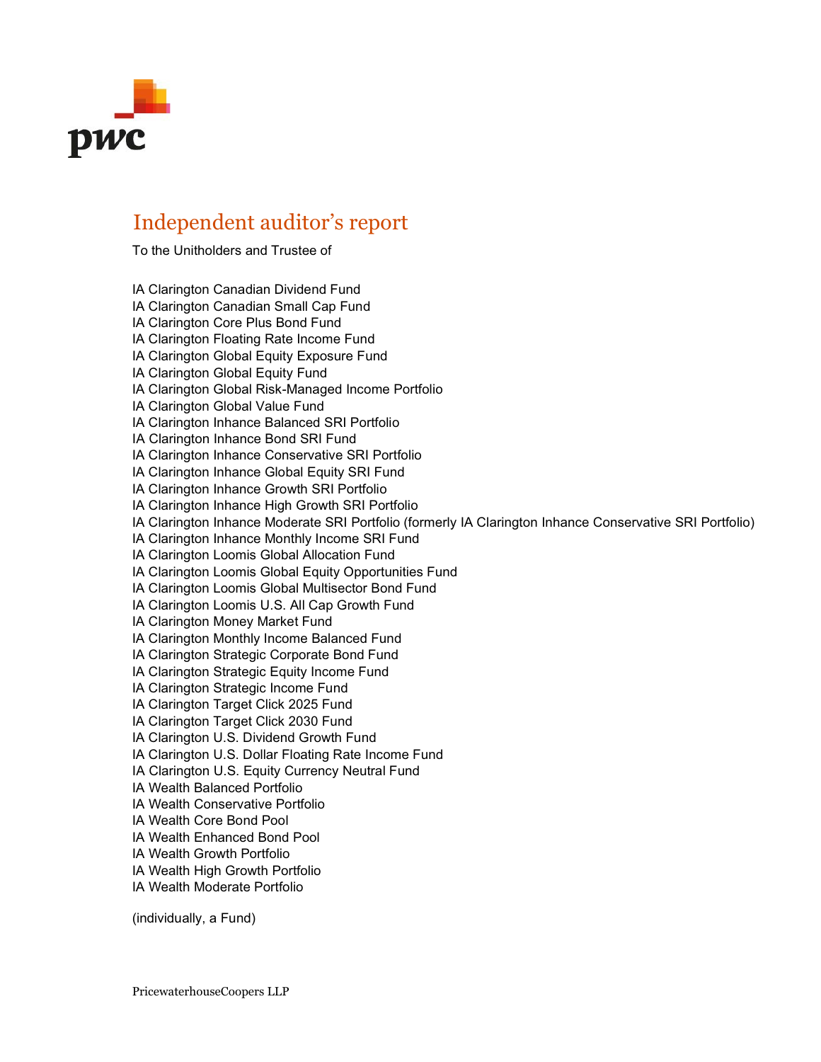# Independent auditor's report

To the Unitholders and Trustee of

IA Clarington Canadian Dividend Fund
IA Clarington Canadian Small Cap Fund
IA Clarington Core Plus Bond Fund
IA Clarington Floating Rate Income Fund
IA Clarington Global Equity Exposure Fund
IA Clarington Global Equity Fund
IA Clarington Global Risk-Managed Income Portfolio
IA Clarington Global Value Fund
IA Clarington Inhance Balanced SRI Portfolio
IA Clarington Inhance Bond SRI Fund
IA Clarington Inhance Conservative SRI Portfolio
IA Clarington Inhance Global Equity SRI Fund
IA Clarington Inhance Growth SRI Portfolio
IA Clarington Inhance High Growth SRI Portfolio
IA Clarington Inhance Moderate SRI Portfolio (formerly IA Clarington Inhance Conservative SRI Portfolio)
IA Clarington Inhance Monthly Income SRI Fund
IA Clarington Loomis Global Allocation Fund
IA Clarington Loomis Global Equity Opportunities Fund
IA Clarington Loomis Global Multisector Bond Fund
IA Clarington Loomis U.S. All Cap Growth Fund
IA Clarington Money Market Fund
IA Clarington Monthly Income Balanced Fund
IA Clarington Strategic Corporate Bond Fund
IA Clarington Strategic Equity Income Fund
IA Clarington Strategic Income Fund
IA Clarington Target Click 2025 Fund
IA Clarington Target Click 2030 Fund
IA Clarington U.S. Dividend Growth Fund
IA Clarington U.S. Dollar Floating Rate Income Fund
IA Clarington U.S. Equity Currency Neutral Fund
IA Wealth Balanced Portfolio
IA Wealth Conservative Portfolio
IA Wealth Core Bond Pool
IA Wealth Enhanced Bond Pool
IA Wealth Growth Portfolio
IA Wealth High Growth Portfolio
IA Wealth Moderate Portfolio

(individually, a Fund)

PricewaterhouseCoopers LLP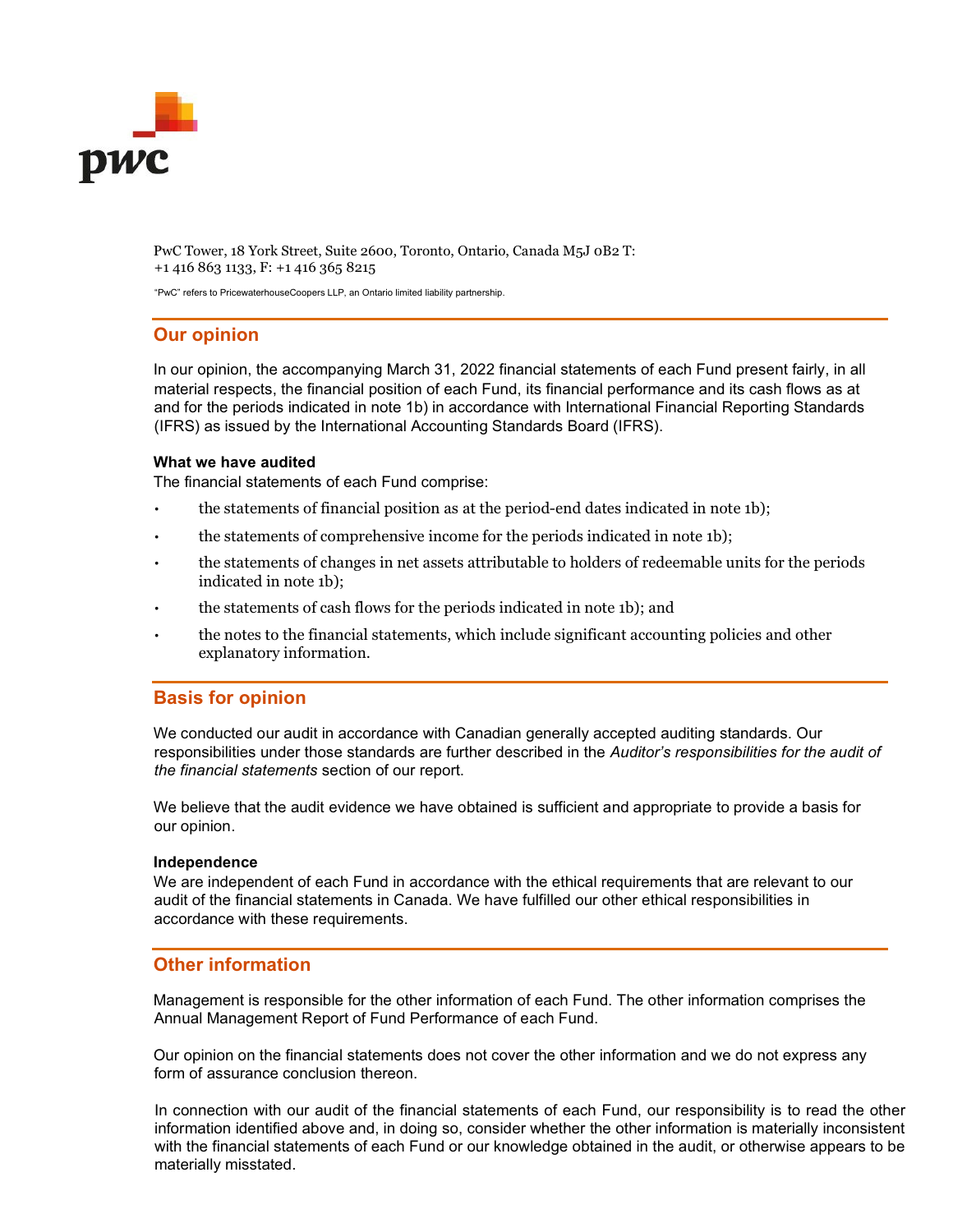PwC Tower, 18 York Street, Suite 2600, Toronto, Ontario, Canada M5J 0B2 T: +1 416 863 1133, F: +1 416 365 8215

"PwC" refers to PricewaterhouseCoopers LLP, an Ontario limited liability partnership.

## Our opinion

In our opinion, the accompanying March 31, 2022 financial statements of each Fund present fairly, in all material respects, the financial position of each Fund, its financial performance and its cash flows as at and for the periods indicated in note 1b) in accordance with International Financial Reporting Standards (IFRS) as issued by the International Accounting Standards Board (IFRS).

**What we have audited**

The financial statements of each Fund comprise:

- the statements of financial position as at the period-end dates indicated in note 1b);
- the statements of comprehensive income for the periods indicated in note 1b);
- the statements of changes in net assets attributable to holders of redeemable units for the periods indicated in note 1b);
- the statements of cash flows for the periods indicated in note 1b); and
- the notes to the financial statements, which include significant accounting policies and other explanatory information.

## Basis for opinion

We conducted our audit in accordance with Canadian generally accepted auditing standards. Our responsibilities under those standards are further described in the *Auditor's responsibilities for the audit of the financial statements* section of our report.

We believe that the audit evidence we have obtained is sufficient and appropriate to provide a basis for our opinion.

**Independence**

We are independent of each Fund in accordance with the ethical requirements that are relevant to our audit of the financial statements in Canada. We have fulfilled our other ethical responsibilities in accordance with these requirements.

## Other information

Management is responsible for the other information of each Fund. The other information comprises the Annual Management Report of Fund Performance of each Fund.

Our opinion on the financial statements does not cover the other information and we do not express any form of assurance conclusion thereon.

In connection with our audit of the financial statements of each Fund, our responsibility is to read the other information identified above and, in doing so, consider whether the other information is materially inconsistent with the financial statements of each Fund or our knowledge obtained in the audit, or otherwise appears to be materially misstated.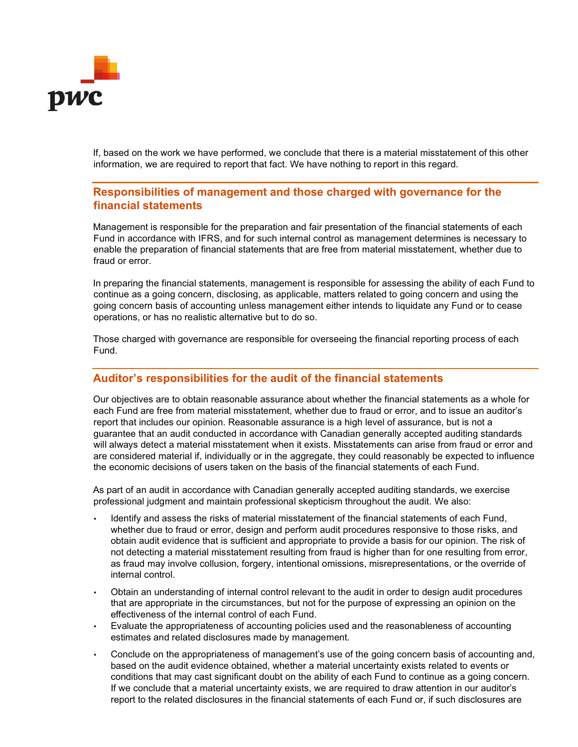If, based on the work we have performed, we conclude that there is a material misstatement of this other information, we are required to report that fact. We have nothing to report in this regard.

## Responsibilities of management and those charged with governance for the financial statements

Management is responsible for the preparation and fair presentation of the financial statements of each Fund in accordance with IFRS, and for such internal control as management determines is necessary to enable the preparation of financial statements that are free from material misstatement, whether due to fraud or error.

In preparing the financial statements, management is responsible for assessing the ability of each Fund to continue as a going concern, disclosing, as applicable, matters related to going concern and using the going concern basis of accounting unless management either intends to liquidate any Fund or to cease operations, or has no realistic alternative but to do so.

Those charged with governance are responsible for overseeing the financial reporting process of each Fund.

## Auditor's responsibilities for the audit of the financial statements

Our objectives are to obtain reasonable assurance about whether the financial statements as a whole for each Fund are free from material misstatement, whether due to fraud or error, and to issue an auditor's report that includes our opinion. Reasonable assurance is a high level of assurance, but is not a guarantee that an audit conducted in accordance with Canadian generally accepted auditing standards will always detect a material misstatement when it exists. Misstatements can arise from fraud or error and are considered material if, individually or in the aggregate, they could reasonably be expected to influence the economic decisions of users taken on the basis of the financial statements of each Fund.

As part of an audit in accordance with Canadian generally accepted auditing standards, we exercise professional judgment and maintain professional skepticism throughout the audit. We also:

- Identify and assess the risks of material misstatement of the financial statements of each Fund, whether due to fraud or error, design and perform audit procedures responsive to those risks, and obtain audit evidence that is sufficient and appropriate to provide a basis for our opinion. The risk of not detecting a material misstatement resulting from fraud is higher than for one resulting from error, as fraud may involve collusion, forgery, intentional omissions, misrepresentations, or the override of internal control.
- Obtain an understanding of internal control relevant to the audit in order to design audit procedures that are appropriate in the circumstances, but not for the purpose of expressing an opinion on the effectiveness of the internal control of each Fund.
- Evaluate the appropriateness of accounting policies used and the reasonableness of accounting estimates and related disclosures made by management.
- Conclude on the appropriateness of management's use of the going concern basis of accounting and, based on the audit evidence obtained, whether a material uncertainty exists related to events or conditions that may cast significant doubt on the ability of each Fund to continue as a going concern. If we conclude that a material uncertainty exists, we are required to draw attention in our auditor's report to the related disclosures in the financial statements of each Fund or, if such disclosures are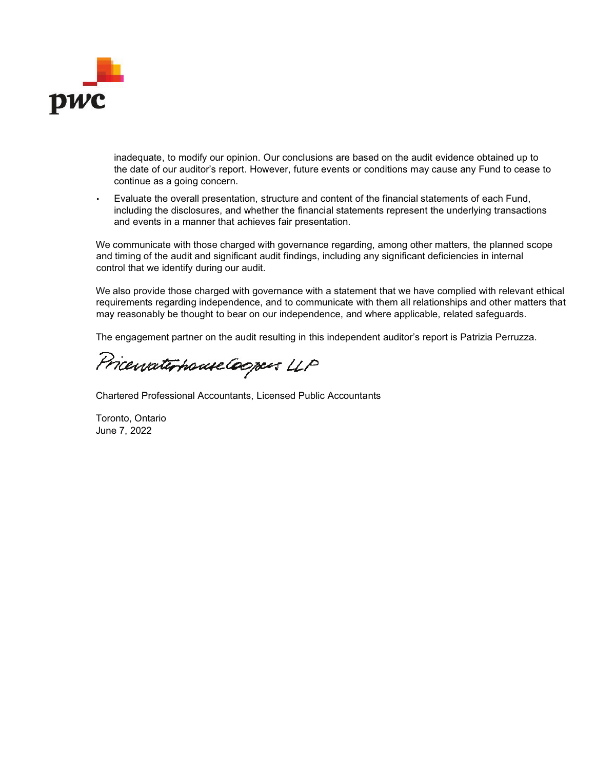inadequate, to modify our opinion. Our conclusions are based on the audit evidence obtained up to the date of our auditor's report. However, future events or conditions may cause any Fund to cease to continue as a going concern.

- Evaluate the overall presentation, structure and content of the financial statements of each Fund, including the disclosures, and whether the financial statements represent the underlying transactions and events in a manner that achieves fair presentation.

We communicate with those charged with governance regarding, among other matters, the planned scope and timing of the audit and significant audit findings, including any significant deficiencies in internal control that we identify during our audit.

We also provide those charged with governance with a statement that we have complied with relevant ethical requirements regarding independence, and to communicate with them all relationships and other matters that may reasonably be thought to bear on our independence, and where applicable, related safeguards.

The engagement partner on the audit resulting in this independent auditor's report is Patrizia Perruzza.

PricewaterhouseCoopers LLP

Chartered Professional Accountants, Licensed Public Accountants

Toronto, Ontario
June 7, 2022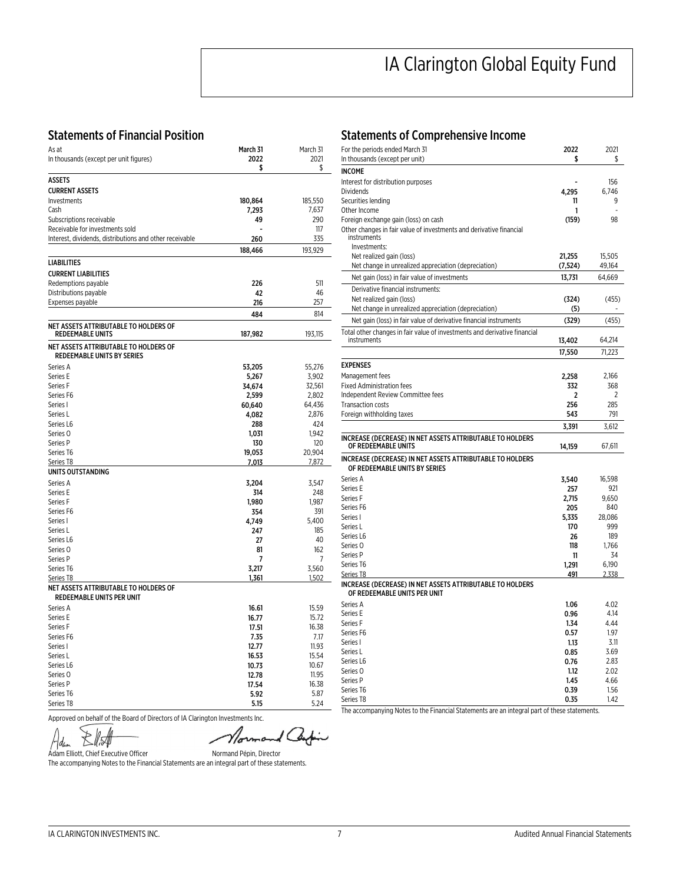# IA Clarington Global Equity Fund

## Statements of Financial Position

| As at<br>In thousands (except per unit figures) | March 31<br>2022<br>$ | March 31<br>2021<br>$ |
|---|---|---|
| **ASSETS** | | |
| **CURRENT ASSETS** | | |
| Investments | **180,864** | 185,550 |
| Cash | **7,293** | 7,637 |
| Subscriptions receivable | **49** | 290 |
| Receivable for investments sold | **-** | 117 |
| Interest, dividends, distributions and other receivable | **260** | 335 |
| | **188,466** | 193,929 |
| **LIABILITIES** | | |
| **CURRENT LIABILITIES** | | |
| Redemptions payable | **226** | 511 |
| Distributions payable | **42** | 46 |
| Expenses payable | **216** | 257 |
| | **484** | 814 |
| **NET ASSETS ATTRIBUTABLE TO HOLDERS OF REDEEMABLE UNITS** | **187,982** | 193,115 |
| **NET ASSETS ATTRIBUTABLE TO HOLDERS OF REDEEMABLE UNITS BY SERIES** | | |
| Series A | **53,205** | 55,276 |
| Series E | **5,267** | 3,902 |
| Series F | **34,674** | 32,561 |
| Series F6 | **2,599** | 2,802 |
| Series I | **60,640** | 64,436 |
| Series L | **4,082** | 2,876 |
| Series L6 | **288** | 424 |
| Series O | **1,031** | 1,942 |
| Series P | **130** | 120 |
| Series T6 | **19,053** | 20,904 |
| Series T8 | **7,013** | 7,872 |
| **UNITS OUTSTANDING** | | |
| Series A | **3,204** | 3,547 |
| Series E | **314** | 248 |
| Series F | **1,980** | 1,987 |
| Series F6 | **354** | 391 |
| Series I | **4,749** | 5,400 |
| Series L | **247** | 185 |
| Series L6 | **27** | 40 |
| Series O | **81** | 162 |
| Series P | **7** | 7 |
| Series T6 | **3,217** | 3,560 |
| Series T8 | **1,361** | 1,502 |
| **NET ASSETS ATTRIBUTABLE TO HOLDERS OF REDEEMABLE UNITS PER UNIT** | | |
| Series A | **16.61** | 15.59 |
| Series E | **16.77** | 15.72 |
| Series F | **17.51** | 16.38 |
| Series F6 | **7.35** | 7.17 |
| Series I | **12.77** | 11.93 |
| Series L | **16.53** | 15.54 |
| Series L6 | **10.73** | 10.67 |
| Series O | **12.78** | 11.95 |
| Series P | **17.54** | 16.38 |
| Series T6 | **5.92** | 5.87 |
| Series T8 | **5.15** | 5.24 |

Approved on behalf of the Board of Directors of IA Clarington Investments Inc.

Adam Elliott, Chief Executive Officer    Normand Pépin, Director

The accompanying Notes to the Financial Statements are an integral part of these statements.

## Statements of Comprehensive Income

| For the periods ended March 31<br>In thousands (except per unit) | 2022<br>$ | 2021<br>$ |
|---|---|---|
| **INCOME** | | |
| Interest for distribution purposes | **-** | 156 |
| Dividends | **4,295** | 6,746 |
| Securities lending | **11** | 9 |
| Other Income | **1** | - |
| Foreign exchange gain (loss) on cash | **(159)** | 98 |
| Other changes in fair value of investments and derivative financial instruments | | |
| Investments: | | |
| Net realized gain (loss) | **21,255** | 15,505 |
| Net change in unrealized appreciation (depreciation) | **(7,524)** | 49,164 |
| Net gain (loss) in fair value of investments | **13,731** | 64,669 |
| Derivative financial instruments: | | |
| Net realized gain (loss) | **(324)** | (455) |
| Net change in unrealized appreciation (depreciation) | **(5)** | - |
| Net gain (loss) in fair value of derivative financial instruments | **(329)** | (455) |
| Total other changes in fair value of investments and derivative financial instruments | **13,402** | 64,214 |
| | **17,550** | 71,223 |
| **EXPENSES** | | |
| Management fees | **2,258** | 2,166 |
| Fixed Administration fees | **332** | 368 |
| Independent Review Committee fees | **2** | 2 |
| Transaction costs | **256** | 285 |
| Foreign withholding taxes | **543** | 791 |
| | **3,391** | 3,612 |
| **INCREASE (DECREASE) IN NET ASSETS ATTRIBUTABLE TO HOLDERS OF REDEEMABLE UNITS** | **14,159** | 67,611 |
| **INCREASE (DECREASE) IN NET ASSETS ATTRIBUTABLE TO HOLDERS OF REDEEMABLE UNITS BY SERIES** | | |
| Series A | **3,540** | 16,598 |
| Series E | **257** | 921 |
| Series F | **2,715** | 9,650 |
| Series F6 | **205** | 840 |
| Series I | **5,335** | 28,086 |
| Series L | **170** | 999 |
| Series L6 | **26** | 189 |
| Series O | **118** | 1,766 |
| Series P | **11** | 34 |
| Series T6 | **1,291** | 6,190 |
| Series T8 | **491** | 2,338 |
| **INCREASE (DECREASE) IN NET ASSETS ATTRIBUTABLE TO HOLDERS OF REDEEMABLE UNITS PER UNIT** | | |
| Series A | **1.06** | 4.02 |
| Series E | **0.96** | 4.14 |
| Series F | **1.34** | 4.44 |
| Series F6 | **0.57** | 1.97 |
| Series I | **1.13** | 3.11 |
| Series L | **0.85** | 3.69 |
| Series L6 | **0.76** | 2.83 |
| Series O | **1.12** | 2.02 |
| Series P | **1.45** | 4.66 |
| Series T6 | **0.39** | 1.56 |
| Series T8 | **0.35** | 1.42 |

The accompanying Notes to the Financial Statements are an integral part of these statements.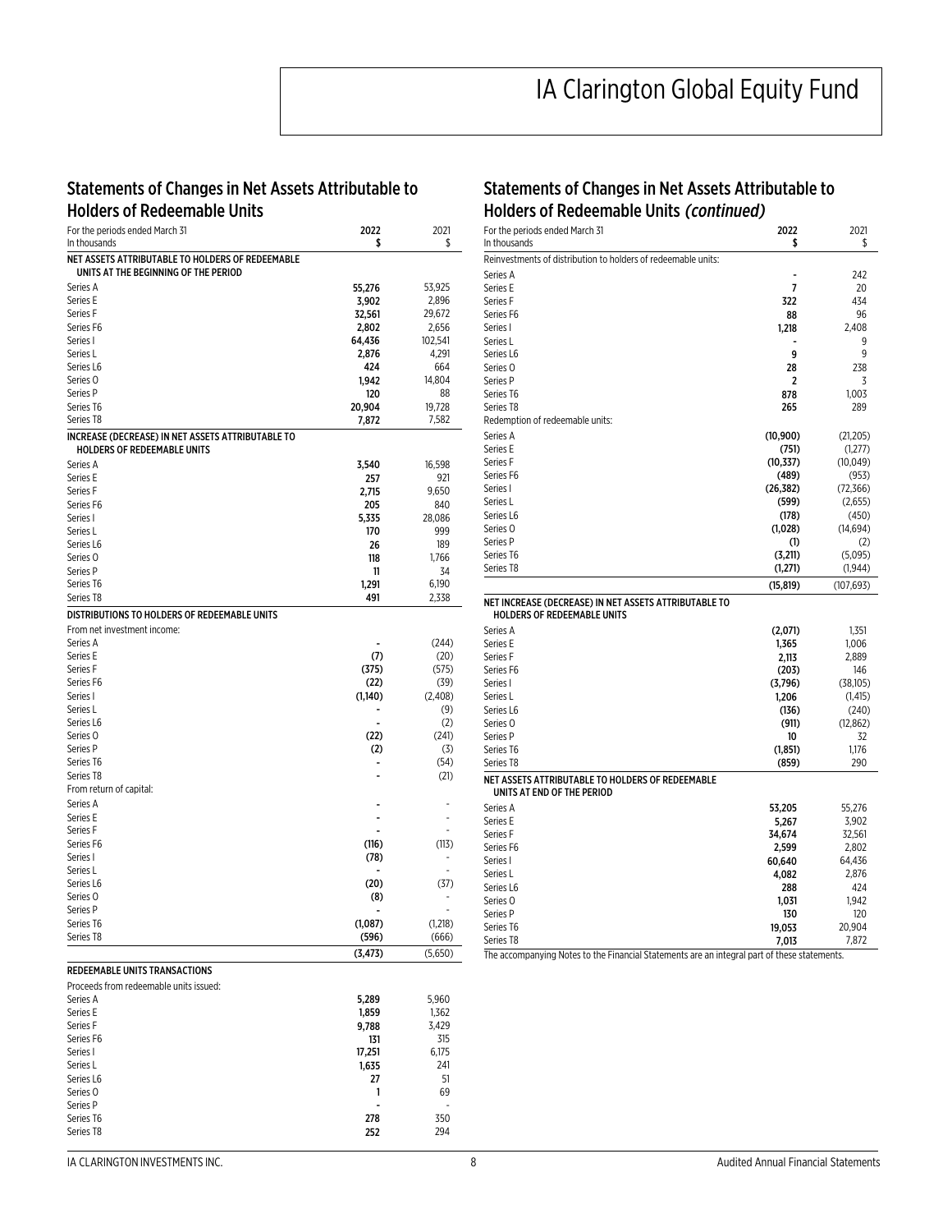# IA Clarington Global Equity Fund

## Statements of Changes in Net Assets Attributable to Holders of Redeemable Units

| For the periods ended March 31<br>In thousands | 2022<br>$ | 2021<br>$ |
|---|---|---|
| **NET ASSETS ATTRIBUTABLE TO HOLDERS OF REDEEMABLE UNITS AT THE BEGINNING OF THE PERIOD** | | |
| Series A | **55,276** | 53,925 |
| Series E | **3,902** | 2,896 |
| Series F | **32,561** | 29,672 |
| Series F6 | **2,802** | 2,656 |
| Series I | **64,436** | 102,541 |
| Series L | **2,876** | 4,291 |
| Series L6 | **424** | 664 |
| Series O | **1,942** | 14,804 |
| Series P | **120** | 88 |
| Series T6 | **20,904** | 19,728 |
| Series T8 | **7,872** | 7,582 |
| **INCREASE (DECREASE) IN NET ASSETS ATTRIBUTABLE TO HOLDERS OF REDEEMABLE UNITS** | | |
| Series A | **3,540** | 16,598 |
| Series E | **257** | 921 |
| Series F | **2,715** | 9,650 |
| Series F6 | **205** | 840 |
| Series I | **5,335** | 28,086 |
| Series L | **170** | 999 |
| Series L6 | **26** | 189 |
| Series O | **118** | 1,766 |
| Series P | **11** | 34 |
| Series T6 | **1,291** | 6,190 |
| Series T8 | **491** | 2,338 |
| **DISTRIBUTIONS TO HOLDERS OF REDEEMABLE UNITS** | | |
| From net investment income: | | |
| Series A | **-** | (244) |
| Series E | **(7)** | (20) |
| Series F | **(375)** | (575) |
| Series F6 | **(22)** | (39) |
| Series I | **(1,140)** | (2,408) |
| Series L | **-** | (9) |
| Series L6 | **-** | (2) |
| Series O | **(22)** | (241) |
| Series P | **(2)** | (3) |
| Series T6 | **-** | (54) |
| Series T8 | **-** | (21) |
| From return of capital: | | |
| Series A | **-** | - |
| Series E | **-** | - |
| Series F | **-** | - |
| Series F6 | **(116)** | (113) |
| Series I | **(78)** | - |
| Series L | **-** | - |
| Series L6 | **(20)** | (37) |
| Series O | **(8)** | - |
| Series P | **-** | - |
| Series T6 | **(1,087)** | (1,218) |
| Series T8 | **(596)** | (666) |
| | **(3,473)** | (5,650) |
| **REDEEMABLE UNITS TRANSACTIONS** | | |
| Proceeds from redeemable units issued: | | |
| Series A | **5,289** | 5,960 |
| Series E | **1,859** | 1,362 |
| Series F | **9,788** | 3,429 |
| Series F6 | **131** | 315 |
| Series I | **17,251** | 6,175 |
| Series L | **1,635** | 241 |
| Series L6 | **27** | 51 |
| Series O | **1** | 69 |
| Series P | **-** | - |
| Series T6 | **278** | 350 |
| Series T8 | **252** | 294 |

## Statements of Changes in Net Assets Attributable to Holders of Redeemable Units *(continued)*

| For the periods ended March 31<br>In thousands | 2022<br>$ | 2021<br>$ |
|---|---|---|
| Reinvestments of distribution to holders of redeemable units: | | |
| Series A | **-** | 242 |
| Series E | **7** | 20 |
| Series F | **322** | 434 |
| Series F6 | **88** | 96 |
| Series I | **1,218** | 2,408 |
| Series L | **-** | 9 |
| Series L6 | **9** | 9 |
| Series O | **28** | 238 |
| Series P | **2** | 3 |
| Series T6 | **878** | 1,003 |
| Series T8 | **265** | 289 |
| Redemption of redeemable units: | | |
| Series A | **(10,900)** | (21,205) |
| Series E | **(751)** | (1,277) |
| Series F | **(10,337)** | (10,049) |
| Series F6 | **(489)** | (953) |
| Series I | **(26,382)** | (72,366) |
| Series L | **(599)** | (2,655) |
| Series L6 | **(178)** | (450) |
| Series O | **(1,028)** | (14,694) |
| Series P | **(1)** | (2) |
| Series T6 | **(3,211)** | (5,095) |
| Series T8 | **(1,271)** | (1,944) |
| | **(15,819)** | (107,693) |
| **NET INCREASE (DECREASE) IN NET ASSETS ATTRIBUTABLE TO HOLDERS OF REDEEMABLE UNITS** | | |
| Series A | **(2,071)** | 1,351 |
| Series E | **1,365** | 1,006 |
| Series F | **2,113** | 2,889 |
| Series F6 | **(203)** | 146 |
| Series I | **(3,796)** | (38,105) |
| Series L | **1,206** | (1,415) |
| Series L6 | **(136)** | (240) |
| Series O | **(911)** | (12,862) |
| Series P | **10** | 32 |
| Series T6 | **(1,851)** | 1,176 |
| Series T8 | **(859)** | 290 |
| **NET ASSETS ATTRIBUTABLE TO HOLDERS OF REDEEMABLE UNITS AT END OF THE PERIOD** | | |
| Series A | **53,205** | 55,276 |
| Series E | **5,267** | 3,902 |
| Series F | **34,674** | 32,561 |
| Series F6 | **2,599** | 2,802 |
| Series I | **60,640** | 64,436 |
| Series L | **4,082** | 2,876 |
| Series L6 | **288** | 424 |
| Series O | **1,031** | 1,942 |
| Series P | **130** | 120 |
| Series T6 | **19,053** | 20,904 |
| Series T8 | **7,013** | 7,872 |

The accompanying Notes to the Financial Statements are an integral part of these statements.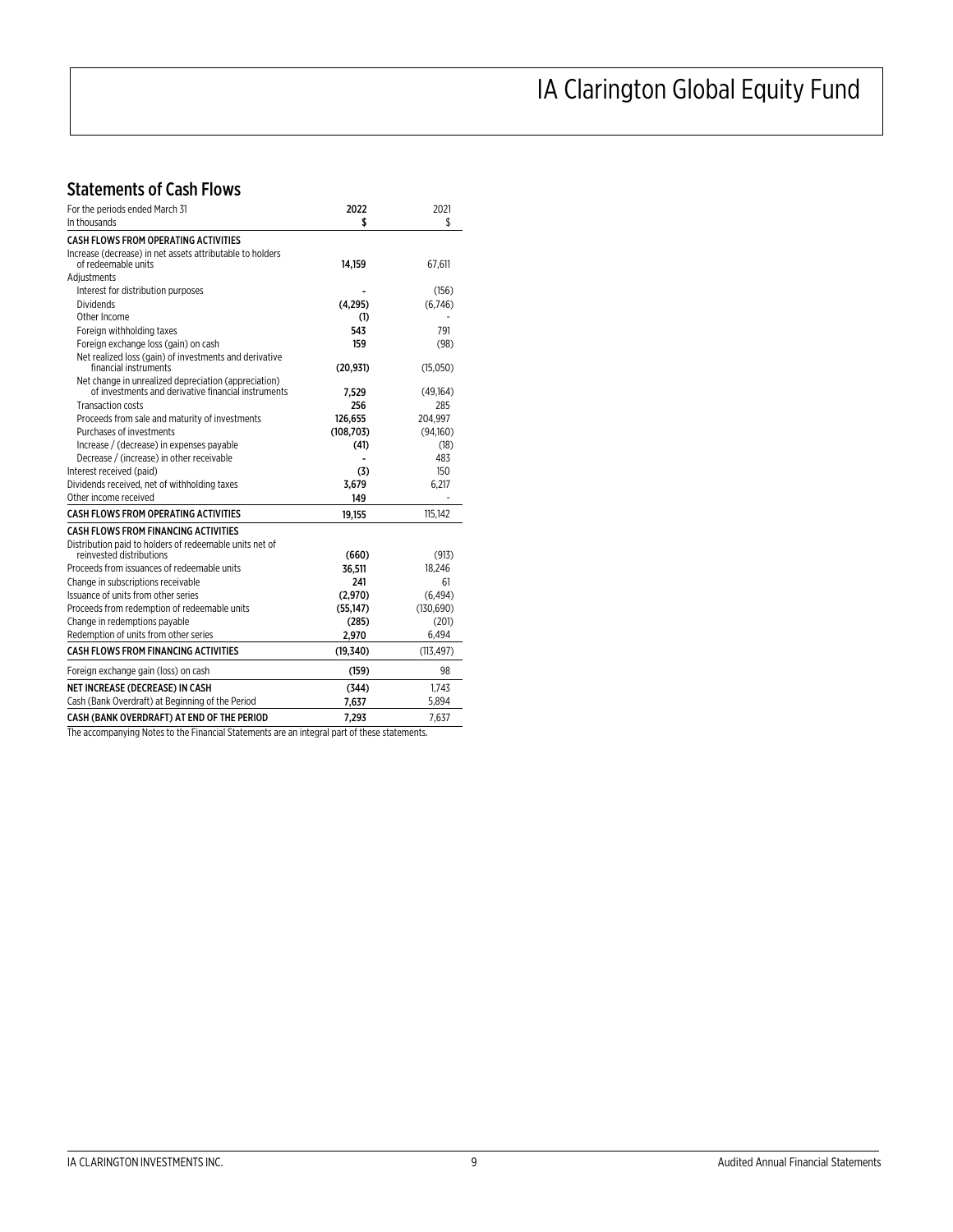# IA Clarington Global Equity Fund

## Statements of Cash Flows

| For the periods ended March 31<br>In thousands | 2022<br>$ | 2021<br>$ |
|---|---|---|
| **CASH FLOWS FROM OPERATING ACTIVITIES** | | |
| Increase (decrease) in net assets attributable to holders of redeemable units | **14,159** | 67,611 |
| Adjustments | | |
| Interest for distribution purposes | **-** | (156) |
| Dividends | **(4,295)** | (6,746) |
| Other Income | **(1)** | - |
| Foreign withholding taxes | **543** | 791 |
| Foreign exchange loss (gain) on cash | **159** | (98) |
| Net realized loss (gain) of investments and derivative financial instruments | **(20,931)** | (15,050) |
| Net change in unrealized depreciation (appreciation) of investments and derivative financial instruments | **7,529** | (49,164) |
| Transaction costs | **256** | 285 |
| Proceeds from sale and maturity of investments | **126,655** | 204,997 |
| Purchases of investments | **(108,703)** | (94,160) |
| Increase / (decrease) in expenses payable | **(41)** | (18) |
| Decrease / (increase) in other receivable | **-** | 483 |
| Interest received (paid) | **(3)** | 150 |
| Dividends received, net of withholding taxes | **3,679** | 6,217 |
| Other income received | **149** | - |
| **CASH FLOWS FROM OPERATING ACTIVITIES** | **19,155** | 115,142 |
| **CASH FLOWS FROM FINANCING ACTIVITIES** | | |
| Distribution paid to holders of redeemable units net of reinvested distributions | **(660)** | (913) |
| Proceeds from issuances of redeemable units | **36,511** | 18,246 |
| Change in subscriptions receivable | **241** | 61 |
| Issuance of units from other series | **(2,970)** | (6,494) |
| Proceeds from redemption of redeemable units | **(55,147)** | (130,690) |
| Change in redemptions payable | **(285)** | (201) |
| Redemption of units from other series | **2,970** | 6,494 |
| **CASH FLOWS FROM FINANCING ACTIVITIES** | **(19,340)** | (113,497) |
| Foreign exchange gain (loss) on cash | **(159)** | 98 |
| **NET INCREASE (DECREASE) IN CASH** | **(344)** | 1,743 |
| Cash (Bank Overdraft) at Beginning of the Period | **7,637** | 5,894 |
| **CASH (BANK OVERDRAFT) AT END OF THE PERIOD** | **7,293** | 7,637 |

The accompanying Notes to the Financial Statements are an integral part of these statements.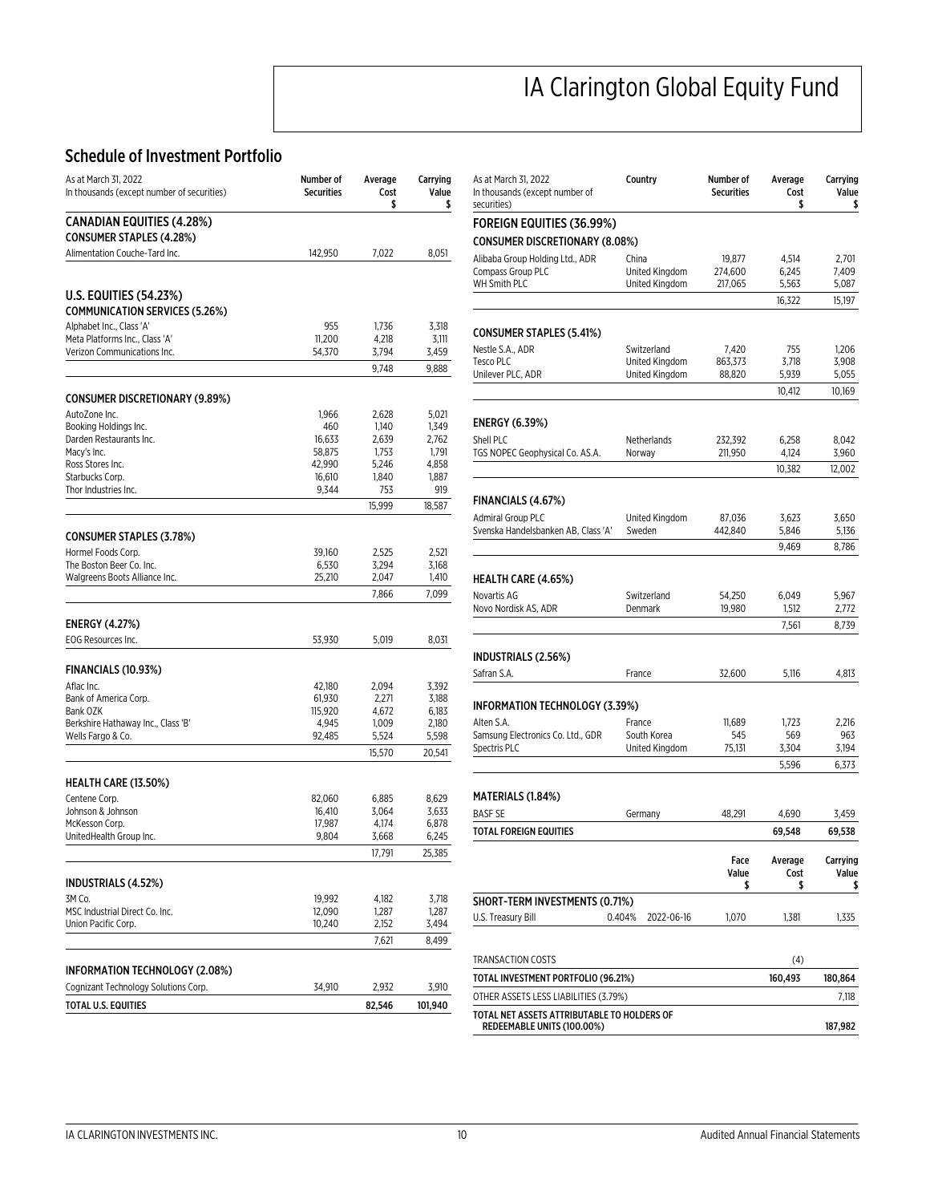# IA Clarington Global Equity Fund

## Schedule of Investment Portfolio

| As at March 31, 2022<br>In thousands (except number of securities) | Number of Securities | Average Cost $ | Carrying Value $ |
|---|---|---|---|
| **CANADIAN EQUITIES (4.28%)** | | | |
| **CONSUMER STAPLES (4.28%)** | | | |
| Alimentation Couche-Tard Inc. | 142,950 | 7,022 | 8,051 |
| **U.S. EQUITIES (54.23%)** | | | |
| **COMMUNICATION SERVICES (5.26%)** | | | |
| Alphabet Inc., Class 'A' | 955 | 1,736 | 3,318 |
| Meta Platforms Inc., Class 'A' | 11,200 | 4,218 | 3,111 |
| Verizon Communications Inc. | 54,370 | 3,794 | 3,459 |
| | | 9,748 | 9,888 |
| **CONSUMER DISCRETIONARY (9.89%)** | | | |
| AutoZone Inc. | 1,966 | 2,628 | 5,021 |
| Booking Holdings Inc. | 460 | 1,140 | 1,349 |
| Darden Restaurants Inc. | 16,633 | 2,639 | 2,762 |
| Macy's Inc. | 58,875 | 1,753 | 1,791 |
| Ross Stores Inc. | 42,990 | 5,246 | 4,858 |
| Starbucks Corp. | 16,610 | 1,840 | 1,887 |
| Thor Industries Inc. | 9,344 | 753 | 919 |
| | | 15,999 | 18,587 |
| **CONSUMER STAPLES (3.78%)** | | | |
| Hormel Foods Corp. | 39,160 | 2,525 | 2,521 |
| The Boston Beer Co. Inc. | 6,530 | 3,294 | 3,168 |
| Walgreens Boots Alliance Inc. | 25,210 | 2,047 | 1,410 |
| | | 7,866 | 7,099 |
| **ENERGY (4.27%)** | | | |
| EOG Resources Inc. | 53,930 | 5,019 | 8,031 |
| **FINANCIALS (10.93%)** | | | |
| Aflac Inc. | 42,180 | 2,094 | 3,392 |
| Bank of America Corp. | 61,930 | 2,271 | 3,188 |
| Bank OZK | 115,920 | 4,672 | 6,183 |
| Berkshire Hathaway Inc., Class 'B' | 4,945 | 1,009 | 2,180 |
| Wells Fargo & Co. | 92,485 | 5,524 | 5,598 |
| | | 15,570 | 20,541 |
| **HEALTH CARE (13.50%)** | | | |
| Centene Corp. | 82,060 | 6,885 | 8,629 |
| Johnson & Johnson | 16,410 | 3,064 | 3,633 |
| McKesson Corp. | 17,987 | 4,174 | 6,878 |
| UnitedHealth Group Inc. | 9,804 | 3,668 | 6,245 |
| | | 17,791 | 25,385 |
| **INDUSTRIALS (4.52%)** | | | |
| 3M Co. | 19,992 | 4,182 | 3,718 |
| MSC Industrial Direct Co. Inc. | 12,090 | 1,287 | 1,287 |
| Union Pacific Corp. | 10,240 | 2,152 | 3,494 |
| | | 7,621 | 8,499 |
| **INFORMATION TECHNOLOGY (2.08%)** | | | |
| Cognizant Technology Solutions Corp. | 34,910 | 2,932 | 3,910 |
| **TOTAL U.S. EQUITIES** | | **82,546** | **101,940** |

| As at March 31, 2022<br>In thousands (except number of securities) | Country | Number of Securities | Average Cost $ | Carrying Value $ |
|---|---|---|---|---|
| **FOREIGN EQUITIES (36.99%)** | | | | |
| **CONSUMER DISCRETIONARY (8.08%)** | | | | |
| Alibaba Group Holding Ltd., ADR | China | 19,877 | 4,514 | 2,701 |
| Compass Group PLC | United Kingdom | 274,600 | 6,245 | 7,409 |
| WH Smith PLC | United Kingdom | 217,065 | 5,563 | 5,087 |
| | | | 16,322 | 15,197 |
| **CONSUMER STAPLES (5.41%)** | | | | |
| Nestle S.A., ADR | Switzerland | 7,420 | 755 | 1,206 |
| Tesco PLC | United Kingdom | 863,373 | 3,718 | 3,908 |
| Unilever PLC, ADR | United Kingdom | 88,820 | 5,939 | 5,055 |
| | | | 10,412 | 10,169 |
| **ENERGY (6.39%)** | | | | |
| Shell PLC | Netherlands | 232,392 | 6,258 | 8,042 |
| TGS NOPEC Geophysical Co. AS.A. | Norway | 211,950 | 4,124 | 3,960 |
| | | | 10,382 | 12,002 |
| **FINANCIALS (4.67%)** | | | | |
| Admiral Group PLC | United Kingdom | 87,036 | 3,623 | 3,650 |
| Svenska Handelsbanken AB, Class 'A' | Sweden | 442,840 | 5,846 | 5,136 |
| | | | 9,469 | 8,786 |
| **HEALTH CARE (4.65%)** | | | | |
| Novartis AG | Switzerland | 54,250 | 6,049 | 5,967 |
| Novo Nordisk AS, ADR | Denmark | 19,980 | 1,512 | 2,772 |
| | | | 7,561 | 8,739 |
| **INDUSTRIALS (2.56%)** | | | | |
| Safran S.A. | France | 32,600 | 5,116 | 4,813 |
| **INFORMATION TECHNOLOGY (3.39%)** | | | | |
| Alten S.A. | France | 11,689 | 1,723 | 2,216 |
| Samsung Electronics Co. Ltd., GDR | South Korea | 545 | 569 | 963 |
| Spectris PLC | United Kingdom | 75,131 | 3,304 | 3,194 |
| | | | 5,596 | 6,373 |
| **MATERIALS (1.84%)** | | | | |
| BASF SE | Germany | 48,291 | 4,690 | 3,459 |
| **TOTAL FOREIGN EQUITIES** | | | **69,548** | **69,538** |

| | | Face Value $ | Average Cost $ | Carrying Value $ |
|---|---|---|---|---|
| **SHORT-TERM INVESTMENTS (0.71%)** | | | | |
| U.S. Treasury Bill | 0.404% 2022-06-16 | 1,070 | 1,381 | 1,335 |
| TRANSACTION COSTS | | | (4) | |
| **TOTAL INVESTMENT PORTFOLIO (96.21%)** | | | **160,493** | **180,864** |
| OTHER ASSETS LESS LIABILITIES (3.79%) | | | | 7,118 |
| **TOTAL NET ASSETS ATTRIBUTABLE TO HOLDERS OF REDEEMABLE UNITS (100.00%)** | | | | **187,982** |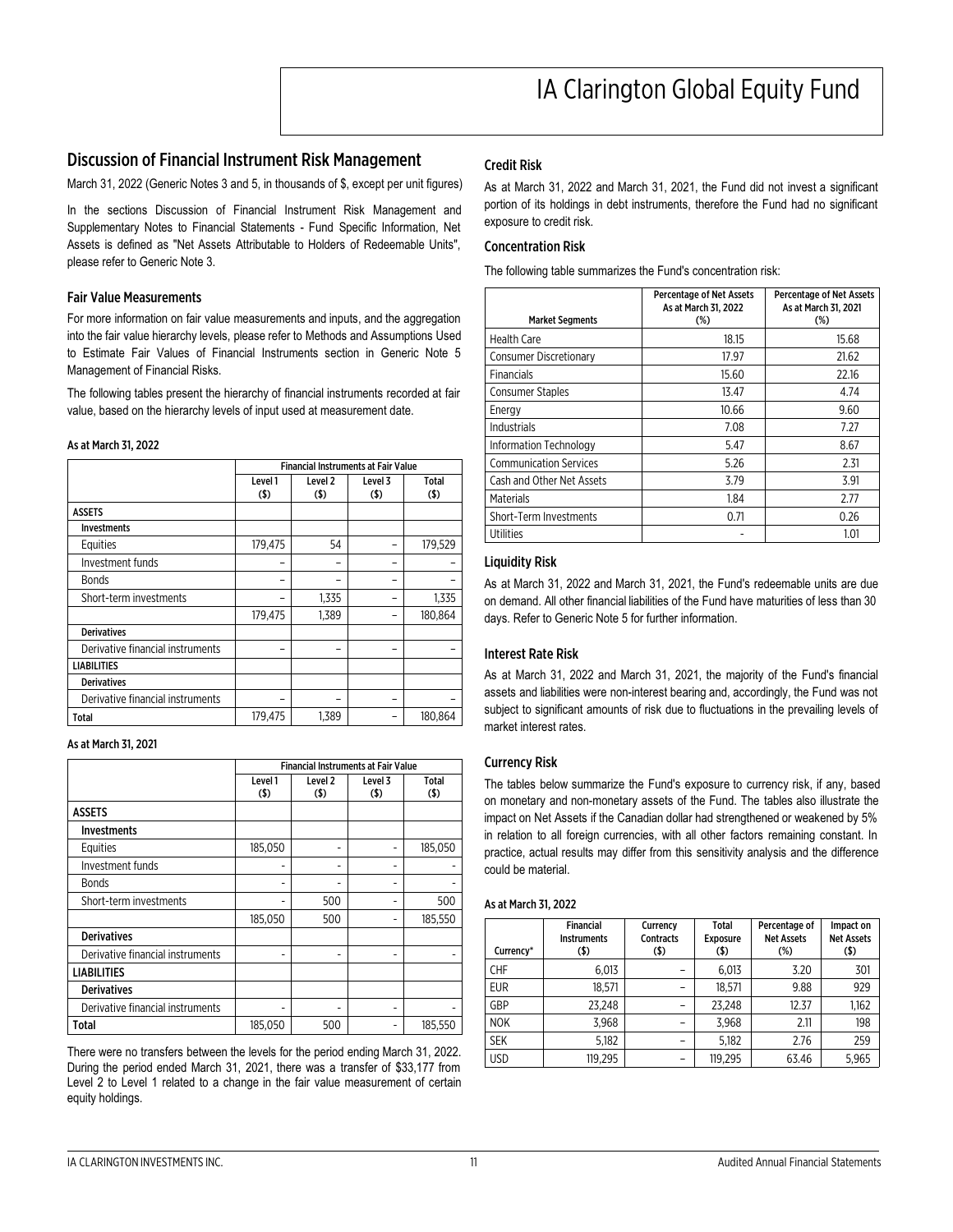# IA Clarington Global Equity Fund

## Discussion of Financial Instrument Risk Management

March 31, 2022 (Generic Notes 3 and 5, in thousands of $, except per unit figures)

In the sections Discussion of Financial Instrument Risk Management and Supplementary Notes to Financial Statements - Fund Specific Information, Net Assets is defined as "Net Assets Attributable to Holders of Redeemable Units", please refer to Generic Note 3.

### Fair Value Measurements

For more information on fair value measurements and inputs, and the aggregation into the fair value hierarchy levels, please refer to Methods and Assumptions Used to Estimate Fair Values of Financial Instruments section in Generic Note 5 Management of Financial Risks.

The following tables present the hierarchy of financial instruments recorded at fair value, based on the hierarchy levels of input used at measurement date.

**As at March 31, 2022**

| | Financial Instruments at Fair Value | | | |
|---|---|---|---|---|
| | Level 1 ($) | Level 2 ($) | Level 3 ($) | Total ($) |
| **ASSETS** | | | | |
| **Investments** | | | | |
| Equities | 179,475 | 54 | – | 179,529 |
| Investment funds | – | – | – | – |
| Bonds | – | – | – | – |
| Short-term investments | – | 1,335 | – | 1,335 |
| | 179,475 | 1,389 | – | 180,864 |
| **Derivatives** | | | | |
| Derivative financial instruments | – | – | – | – |
| **LIABILITIES** | | | | |
| **Derivatives** | | | | |
| Derivative financial instruments | – | – | – | – |
| **Total** | 179,475 | 1,389 | – | 180,864 |

**As at March 31, 2021**

| | Financial Instruments at Fair Value | | | |
|---|---|---|---|---|
| | Level 1 ($) | Level 2 ($) | Level 3 ($) | Total ($) |
| **ASSETS** | | | | |
| **Investments** | | | | |
| Equities | 185,050 | - | - | 185,050 |
| Investment funds | - | - | - | - |
| Bonds | - | - | - | - |
| Short-term investments | - | 500 | - | 500 |
| | 185,050 | 500 | - | 185,550 |
| **Derivatives** | | | | |
| Derivative financial instruments | - | - | - | - |
| **LIABILITIES** | | | | |
| **Derivatives** | | | | |
| Derivative financial instruments | - | - | - | - |
| **Total** | 185,050 | 500 | - | 185,550 |

There were no transfers between the levels for the period ending March 31, 2022. During the period ended March 31, 2021, there was a transfer of $33,177 from Level 2 to Level 1 related to a change in the fair value measurement of certain equity holdings.

### Credit Risk

As at March 31, 2022 and March 31, 2021, the Fund did not invest a significant portion of its holdings in debt instruments, therefore the Fund had no significant exposure to credit risk.

### Concentration Risk

The following table summarizes the Fund's concentration risk:

| Market Segments | Percentage of Net Assets As at March 31, 2022 (%) | Percentage of Net Assets As at March 31, 2021 (%) |
|---|---|---|
| Health Care | 18.15 | 15.68 |
| Consumer Discretionary | 17.97 | 21.62 |
| Financials | 15.60 | 22.16 |
| Consumer Staples | 13.47 | 4.74 |
| Energy | 10.66 | 9.60 |
| Industrials | 7.08 | 7.27 |
| Information Technology | 5.47 | 8.67 |
| Communication Services | 5.26 | 2.31 |
| Cash and Other Net Assets | 3.79 | 3.91 |
| Materials | 1.84 | 2.77 |
| Short-Term Investments | 0.71 | 0.26 |
| Utilities | - | 1.01 |

### Liquidity Risk

As at March 31, 2022 and March 31, 2021, the Fund's redeemable units are due on demand. All other financial liabilities of the Fund have maturities of less than 30 days. Refer to Generic Note 5 for further information.

### Interest Rate Risk

As at March 31, 2022 and March 31, 2021, the majority of the Fund's financial assets and liabilities were non-interest bearing and, accordingly, the Fund was not subject to significant amounts of risk due to fluctuations in the prevailing levels of market interest rates.

### Currency Risk

The tables below summarize the Fund's exposure to currency risk, if any, based on monetary and non-monetary assets of the Fund. The tables also illustrate the impact on Net Assets if the Canadian dollar had strengthened or weakened by 5% in relation to all foreign currencies, with all other factors remaining constant. In practice, actual results may differ from this sensitivity analysis and the difference could be material.

**As at March 31, 2022**

| Currency* | Financial Instruments ($) | Currency Contracts ($) | Total Exposure ($) | Percentage of Net Assets (%) | Impact on Net Assets ($) |
|---|---|---|---|---|---|
| CHF | 6,013 | – | 6,013 | 3.20 | 301 |
| EUR | 18,571 | – | 18,571 | 9.88 | 929 |
| GBP | 23,248 | – | 23,248 | 12.37 | 1,162 |
| NOK | 3,968 | – | 3,968 | 2.11 | 198 |
| SEK | 5,182 | – | 5,182 | 2.76 | 259 |
| USD | 119,295 | – | 119,295 | 63.46 | 5,965 |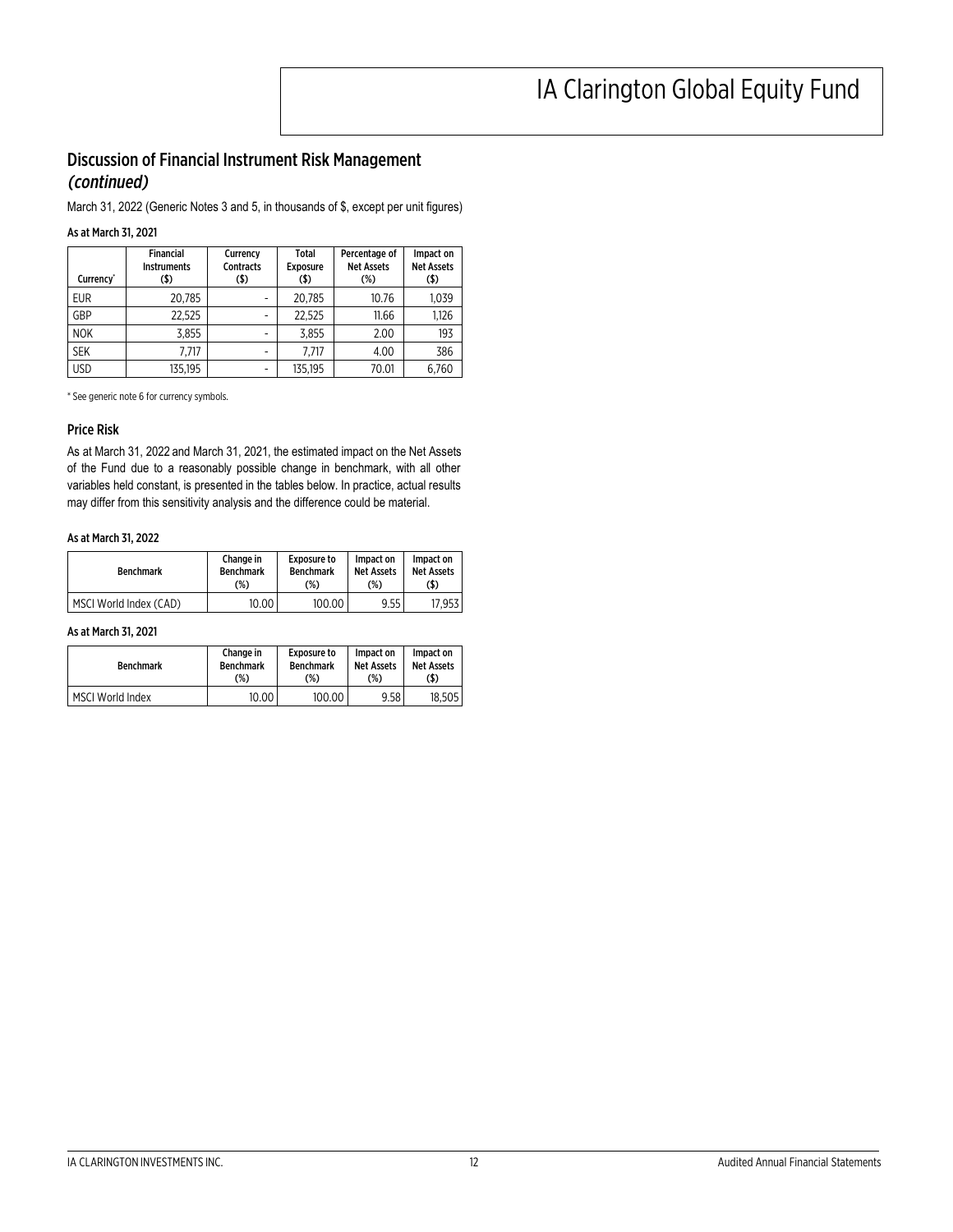## Discussion of Financial Instrument Risk Management *(continued)*

March 31, 2022 (Generic Notes 3 and 5, in thousands of $, except per unit figures)

**As at March 31, 2021**

| Currency* | Financial Instruments ($) | Currency Contracts ($) | Total Exposure ($) | Percentage of Net Assets (%) | Impact on Net Assets ($) |
|---|---|---|---|---|---|
| EUR | 20,785 | - | 20,785 | 10.76 | 1,039 |
| GBP | 22,525 | - | 22,525 | 11.66 | 1,126 |
| NOK | 3,855 | - | 3,855 | 2.00 | 193 |
| SEK | 7,717 | - | 7,717 | 4.00 | 386 |
| USD | 135,195 | - | 135,195 | 70.01 | 6,760 |

\* See generic note 6 for currency symbols.

### Price Risk

As at March 31, 2022 and March 31, 2021, the estimated impact on the Net Assets of the Fund due to a reasonably possible change in benchmark, with all other variables held constant, is presented in the tables below. In practice, actual results may differ from this sensitivity analysis and the difference could be material.

**As at March 31, 2022**

| Benchmark | Change in Benchmark (%) | Exposure to Benchmark (%) | Impact on Net Assets (%) | Impact on Net Assets ($) |
|---|---|---|---|---|
| MSCI World Index (CAD) | 10.00 | 100.00 | 9.55 | 17,953 |

**As at March 31, 2021**

| Benchmark | Change in Benchmark (%) | Exposure to Benchmark (%) | Impact on Net Assets (%) | Impact on Net Assets ($) |
|---|---|---|---|---|
| MSCI World Index | 10.00 | 100.00 | 9.58 | 18,505 |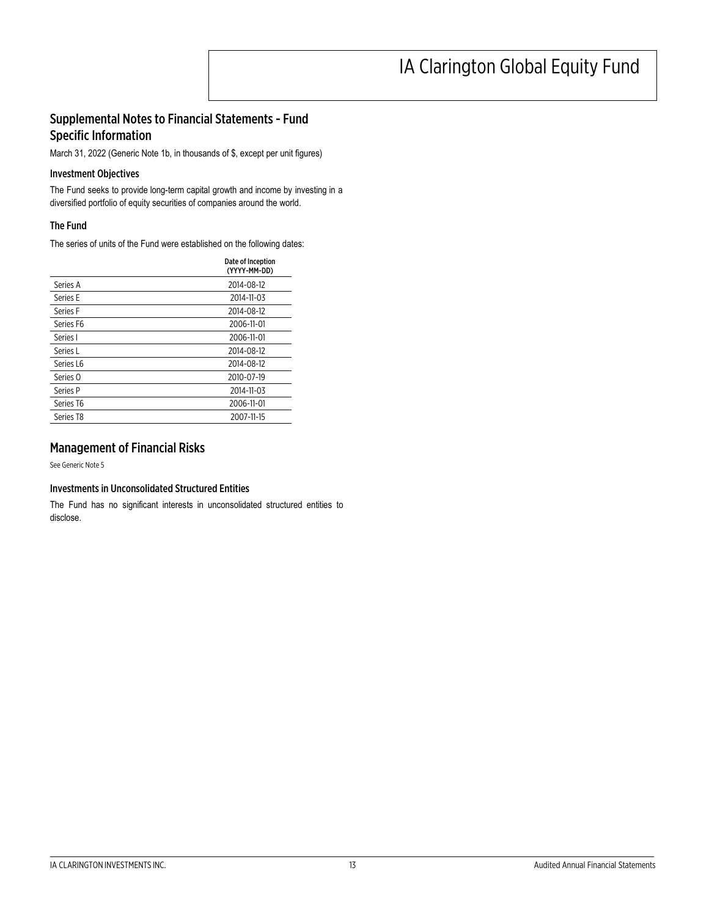# IA Clarington Global Equity Fund

## Supplemental Notes to Financial Statements – Fund Specific Information

March 31, 2022 (Generic Note 1b, in thousands of $, except per unit figures)

### Investment Objectives

The Fund seeks to provide long-term capital growth and income by investing in a diversified portfolio of equity securities of companies around the world.

### The Fund

The series of units of the Fund were established on the following dates:

| | Date of Inception (YYYY-MM-DD) |
|---|---|
| Series A | 2014-08-12 |
| Series E | 2014-11-03 |
| Series F | 2014-08-12 |
| Series F6 | 2006-11-01 |
| Series I | 2006-11-01 |
| Series L | 2014-08-12 |
| Series L6 | 2014-08-12 |
| Series O | 2010-07-19 |
| Series P | 2014-11-03 |
| Series T6 | 2006-11-01 |
| Series T8 | 2007-11-15 |

## Management of Financial Risks

See Generic Note 5

### Investments in Unconsolidated Structured Entities

The Fund has no significant interests in unconsolidated structured entities to disclose.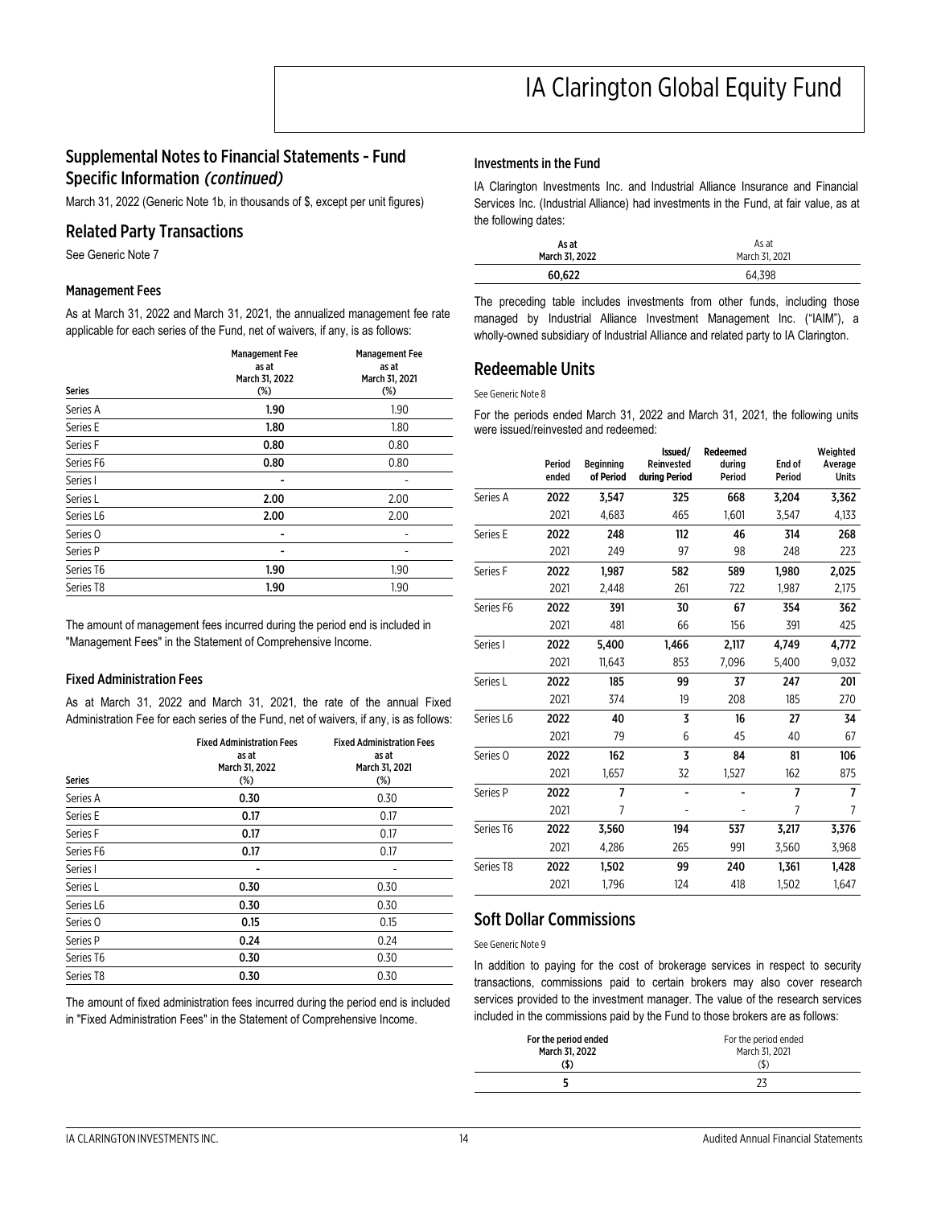## Supplemental Notes to Financial Statements – Fund Specific Information *(continued)*

March 31, 2022 (Generic Note 1b, in thousands of $, except per unit figures)

## Related Party Transactions

See Generic Note 7

### Management Fees

As at March 31, 2022 and March 31, 2021, the annualized management fee rate applicable for each series of the Fund, net of waivers, if any, is as follows:

| Series | Management Fee as at March 31, 2022 (%) | Management Fee as at March 31, 2021 (%) |
|---|---|---|
| Series A | **1.90** | 1.90 |
| Series E | **1.80** | 1.80 |
| Series F | **0.80** | 0.80 |
| Series F6 | **0.80** | 0.80 |
| Series I | **-** | - |
| Series L | **2.00** | 2.00 |
| Series L6 | **2.00** | 2.00 |
| Series O | **-** | - |
| Series P | **-** | - |
| Series T6 | **1.90** | 1.90 |
| Series T8 | **1.90** | 1.90 |

The amount of management fees incurred during the period end is included in "Management Fees" in the Statement of Comprehensive Income.

### Fixed Administration Fees

As at March 31, 2022 and March 31, 2021, the rate of the annual Fixed Administration Fee for each series of the Fund, net of waivers, if any, is as follows:

| Series | Fixed Administration Fees as at March 31, 2022 (%) | Fixed Administration Fees as at March 31, 2021 (%) |
|---|---|---|
| Series A | **0.30** | 0.30 |
| Series E | **0.17** | 0.17 |
| Series F | **0.17** | 0.17 |
| Series F6 | **0.17** | 0.17 |
| Series I | **-** | - |
| Series L | **0.30** | 0.30 |
| Series L6 | **0.30** | 0.30 |
| Series O | **0.15** | 0.15 |
| Series P | **0.24** | 0.24 |
| Series T6 | **0.30** | 0.30 |
| Series T8 | **0.30** | 0.30 |

The amount of fixed administration fees incurred during the period end is included in "Fixed Administration Fees" in the Statement of Comprehensive Income.

### Investments in the Fund

IA Clarington Investments Inc. and Industrial Alliance Insurance and Financial Services Inc. (Industrial Alliance) had investments in the Fund, at fair value, as at the following dates:

| As at March 31, 2022 | As at March 31, 2021 |
|---|---|
| **60,622** | 64,398 |

The preceding table includes investments from other funds, including those managed by Industrial Alliance Investment Management Inc. ("IAIM"), a wholly-owned subsidiary of Industrial Alliance and related party to IA Clarington.

## Redeemable Units

See Generic Note 8

For the periods ended March 31, 2022 and March 31, 2021, the following units were issued/reinvested and redeemed:

| | Period ended | Beginning of Period | Issued/ Reinvested during Period | Redeemed during Period | End of Period | Weighted Average Units |
|---|---|---|---|---|---|---|
| Series A | **2022** | **3,547** | **325** | **668** | **3,204** | **3,362** |
| | 2021 | 4,683 | 465 | 1,601 | 3,547 | 4,133 |
| Series E | **2022** | **248** | **112** | **46** | **314** | **268** |
| | 2021 | 249 | 97 | 98 | 248 | 223 |
| Series F | **2022** | **1,987** | **582** | **589** | **1,980** | **2,025** |
| | 2021 | 2,448 | 261 | 722 | 1,987 | 2,175 |
| Series F6 | **2022** | **391** | **30** | **67** | **354** | **362** |
| | 2021 | 481 | 66 | 156 | 391 | 425 |
| Series I | **2022** | **5,400** | **1,466** | **2,117** | **4,749** | **4,772** |
| | 2021 | 11,643 | 853 | 7,096 | 5,400 | 9,032 |
| Series L | **2022** | **185** | **99** | **37** | **247** | **201** |
| | 2021 | 374 | 19 | 208 | 185 | 270 |
| Series L6 | **2022** | **40** | **3** | **16** | **27** | **34** |
| | 2021 | 79 | 6 | 45 | 40 | 67 |
| Series O | **2022** | **162** | **3** | **84** | **81** | **106** |
| | 2021 | 1,657 | 32 | 1,527 | 162 | 875 |
| Series P | **2022** | **7** | **-** | **-** | **7** | **7** |
| | 2021 | 7 | - | - | 7 | 7 |
| Series T6 | **2022** | **3,560** | **194** | **537** | **3,217** | **3,376** |
| | 2021 | 4,286 | 265 | 991 | 3,560 | 3,968 |
| Series T8 | **2022** | **1,502** | **99** | **240** | **1,361** | **1,428** |
| | 2021 | 1,796 | 124 | 418 | 1,502 | 1,647 |

## Soft Dollar Commissions

See Generic Note 9

In addition to paying for the cost of brokerage services in respect to security transactions, commissions paid to certain brokers may also cover research services provided to the investment manager. The value of the research services included in the commissions paid by the Fund to those brokers are as follows:

| For the period ended March 31, 2022 ($) | For the period ended March 31, 2021 ($) |
|---|---|
| **5** | 23 |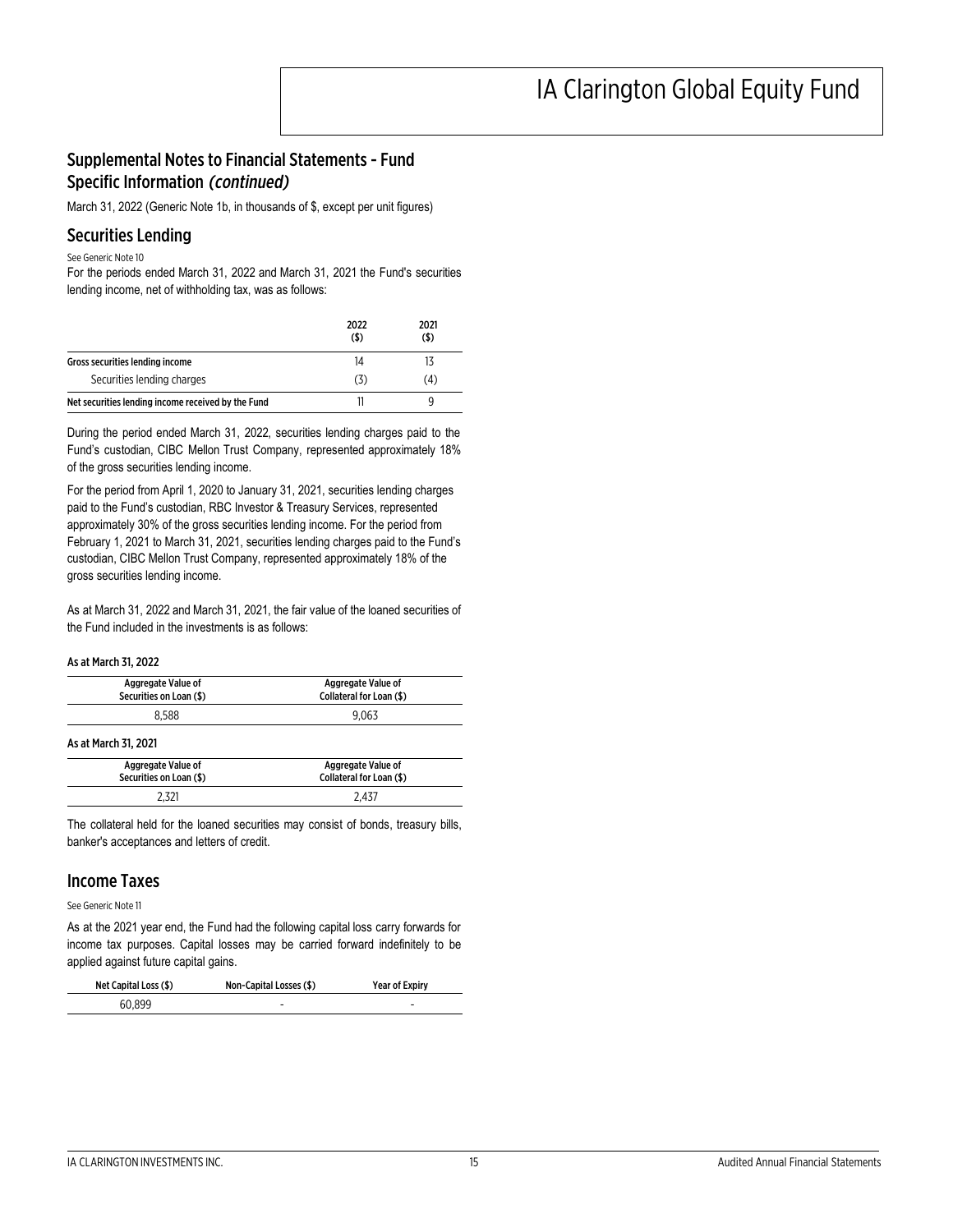## Supplemental Notes to Financial Statements – Fund Specific Information *(continued)*

March 31, 2022 (Generic Note 1b, in thousands of $, except per unit figures)

## Securities Lending

See Generic Note 10

For the periods ended March 31, 2022 and March 31, 2021 the Fund's securities lending income, net of withholding tax, was as follows:

| | 2022 ($) | 2021 ($) |
|---|---|---|
| **Gross securities lending income** | 14 | 13 |
| Securities lending charges | (3) | (4) |
| **Net securities lending income received by the Fund** | 11 | 9 |

During the period ended March 31, 2022, securities lending charges paid to the Fund's custodian, CIBC Mellon Trust Company, represented approximately 18% of the gross securities lending income.

For the period from April 1, 2020 to January 31, 2021, securities lending charges paid to the Fund's custodian, RBC Investor & Treasury Services, represented approximately 30% of the gross securities lending income. For the period from February 1, 2021 to March 31, 2021, securities lending charges paid to the Fund's custodian, CIBC Mellon Trust Company, represented approximately 18% of the gross securities lending income.

As at March 31, 2022 and March 31, 2021, the fair value of the loaned securities of the Fund included in the investments is as follows:

**As at March 31, 2022**

| Aggregate Value of Securities on Loan ($) | Aggregate Value of Collateral for Loan ($) |
|---|---|
| 8,588 | 9,063 |

**As at March 31, 2021**

| Aggregate Value of Securities on Loan ($) | Aggregate Value of Collateral for Loan ($) |
|---|---|
| 2,321 | 2,437 |

The collateral held for the loaned securities may consist of bonds, treasury bills, banker's acceptances and letters of credit.

## Income Taxes

See Generic Note 11

As at the 2021 year end, the Fund had the following capital loss carry forwards for income tax purposes. Capital losses may be carried forward indefinitely to be applied against future capital gains.

| Net Capital Loss ($) | Non-Capital Losses ($) | Year of Expiry |
|---|---|---|
| 60,899 | - | - |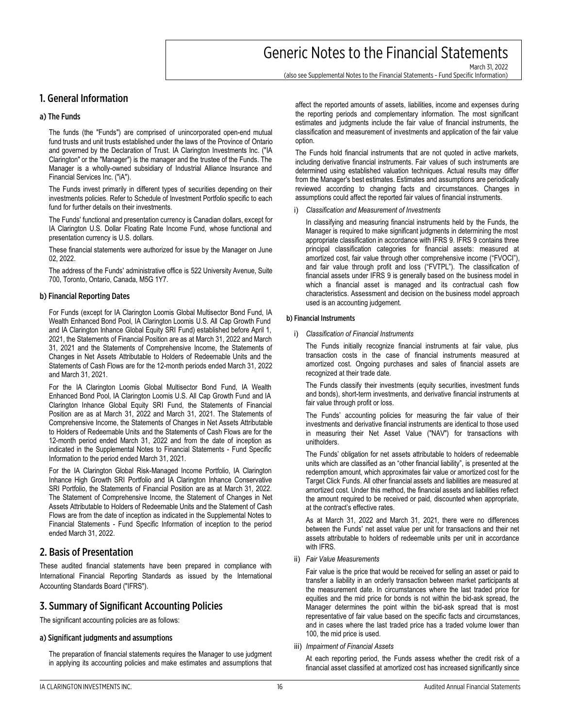# Generic Notes to the Financial Statements

March 31, 2022

(also see Supplemental Notes to the Financial Statements - Fund Specific Information)

## 1. General Information

### a) The Funds

The funds (the "Funds") are comprised of unincorporated open-end mutual fund trusts and unit trusts established under the laws of the Province of Ontario and governed by the Declaration of Trust. IA Clarington Investments Inc. ("IA Clarington" or the "Manager") is the manager and the trustee of the Funds. The Manager is a wholly-owned subsidiary of Industrial Alliance Insurance and Financial Services Inc. ("iA").

The Funds invest primarily in different types of securities depending on their investments policies. Refer to Schedule of Investment Portfolio specific to each fund for further details on their investments.

The Funds' functional and presentation currency is Canadian dollars, except for IA Clarington U.S. Dollar Floating Rate Income Fund, whose functional and presentation currency is U.S. dollars.

These financial statements were authorized for issue by the Manager on June 02, 2022.

The address of the Funds' administrative office is 522 University Avenue, Suite 700, Toronto, Ontario, Canada, M5G 1Y7.

### b) Financial Reporting Dates

For Funds (except for IA Clarington Loomis Global Multisector Bond Fund, IA Wealth Enhanced Bond Pool, IA Clarington Loomis U.S. All Cap Growth Fund and IA Clarington Inhance Global Equity SRI Fund) established before April 1, 2021, the Statements of Financial Position are as at March 31, 2022 and March 31, 2021 and the Statements of Comprehensive Income, the Statements of Changes in Net Assets Attributable to Holders of Redeemable Units and the Statements of Cash Flows are for the 12-month periods ended March 31, 2022 and March 31, 2021.

For the IA Clarington Loomis Global Multisector Bond Fund, IA Wealth Enhanced Bond Pool, IA Clarington Loomis U.S. All Cap Growth Fund and IA Clarington Inhance Global Equity SRI Fund, the Statements of Financial Position are as at March 31, 2022 and March 31, 2021. The Statements of Comprehensive Income, the Statements of Changes in Net Assets Attributable to Holders of Redeemable Units and the Statements of Cash Flows are for the 12-month period ended March 31, 2022 and from the date of inception as indicated in the Supplemental Notes to Financial Statements - Fund Specific Information to the period ended March 31, 2021.

For the IA Clarington Global Risk-Managed Income Portfolio, IA Clarington Inhance High Growth SRI Portfolio and IA Clarington Inhance Conservative SRI Portfolio, the Statements of Financial Position are as at March 31, 2022. The Statement of Comprehensive Income, the Statement of Changes in Net Assets Attributable to Holders of Redeemable Units and the Statement of Cash Flows are from the date of inception as indicated in the Supplemental Notes to Financial Statements - Fund Specific Information of inception to the period ended March 31, 2022.

## 2. Basis of Presentation

These audited financial statements have been prepared in compliance with International Financial Reporting Standards as issued by the International Accounting Standards Board ("IFRS").

## 3. Summary of Significant Accounting Policies

The significant accounting policies are as follows:

### a) Significant judgments and assumptions

The preparation of financial statements requires the Manager to use judgment in applying its accounting policies and make estimates and assumptions that affect the reported amounts of assets, liabilities, income and expenses during the reporting periods and complementary information. The most significant estimates and judgments include the fair value of financial instruments, the classification and measurement of investments and application of the fair value option.

The Funds hold financial instruments that are not quoted in active markets, including derivative financial instruments. Fair values of such instruments are determined using established valuation techniques. Actual results may differ from the Manager's best estimates. Estimates and assumptions are periodically reviewed according to changing facts and circumstances. Changes in assumptions could affect the reported fair values of financial instruments.

i) *Classification and Measurement of Investments*

In classifying and measuring financial instruments held by the Funds, the Manager is required to make significant judgments in determining the most appropriate classification in accordance with IFRS 9. IFRS 9 contains three principal classification categories for financial assets: measured at amortized cost, fair value through other comprehensive income ("FVOCI"), and fair value through profit and loss ("FVTPL"). The classification of financial assets under IFRS 9 is generally based on the business model in which a financial asset is managed and its contractual cash flow characteristics. Assessment and decision on the business model approach used is an accounting judgement.

### b) Financial Instruments

i) *Classification of Financial Instruments*

The Funds initially recognize financial instruments at fair value, plus transaction costs in the case of financial instruments measured at amortized cost. Ongoing purchases and sales of financial assets are recognized at their trade date.

The Funds classify their investments (equity securities, investment funds and bonds), short-term investments, and derivative financial instruments at fair value through profit or loss.

The Funds' accounting policies for measuring the fair value of their investments and derivative financial instruments are identical to those used in measuring their Net Asset Value ("NAV") for transactions with unitholders.

The Funds' obligation for net assets attributable to holders of redeemable units which are classified as an "other financial liability", is presented at the redemption amount, which approximates fair value or amortized cost for the Target Click Funds. All other financial assets and liabilities are measured at amortized cost. Under this method, the financial assets and liabilities reflect the amount required to be received or paid, discounted when appropriate, at the contract's effective rates.

As at March 31, 2022 and March 31, 2021, there were no differences between the Funds' net asset value per unit for transactions and their net assets attributable to holders of redeemable units per unit in accordance with IFRS.

ii) *Fair Value Measurements*

Fair value is the price that would be received for selling an asset or paid to transfer a liability in an orderly transaction between market participants at the measurement date. In circumstances where the last traded price for equities and the mid price for bonds is not within the bid-ask spread, the Manager determines the point within the bid-ask spread that is most representative of fair value based on the specific facts and circumstances, and in cases where the last traded price has a traded volume lower than 100, the mid price is used.

iii) *Impairment of Financial Assets*

At each reporting period, the Funds assess whether the credit risk of a financial asset classified at amortized cost has increased significantly since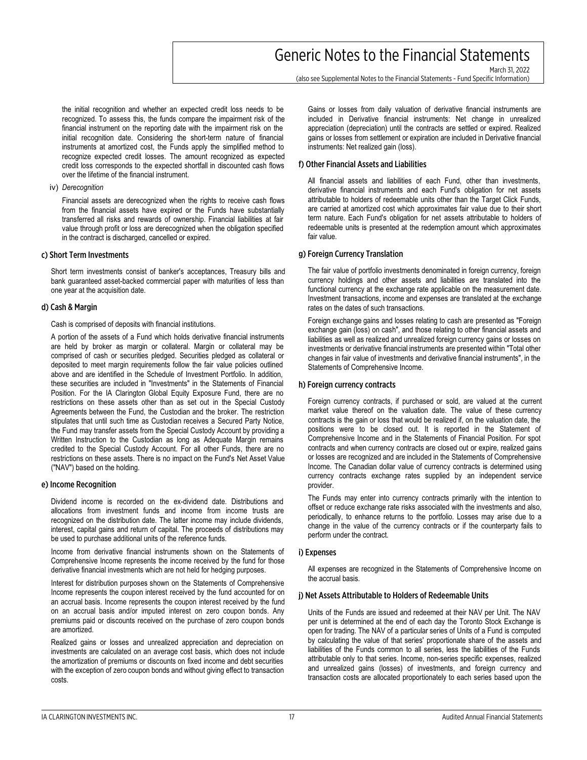the initial recognition and whether an expected credit loss needs to be recognized. To assess this, the funds compare the impairment risk of the financial instrument on the reporting date with the impairment risk on the initial recognition date. Considering the short-term nature of financial instruments at amortized cost, the Funds apply the simplified method to recognize expected credit losses. The amount recognized as expected credit loss corresponds to the expected shortfall in discounted cash flows over the lifetime of the financial instrument.

iv) *Derecognition*

Financial assets are derecognized when the rights to receive cash flows from the financial assets have expired or the Funds have substantially transferred all risks and rewards of ownership. Financial liabilities at fair value through profit or loss are derecognized when the obligation specified in the contract is discharged, cancelled or expired.

### c) Short Term Investments

Short term investments consist of banker's acceptances, Treasury bills and bank guaranteed asset-backed commercial paper with maturities of less than one year at the acquisition date.

### d) Cash & Margin

Cash is comprised of deposits with financial institutions.

A portion of the assets of a Fund which holds derivative financial instruments are held by broker as margin or collateral. Margin or collateral may be comprised of cash or securities pledged. Securities pledged as collateral or deposited to meet margin requirements follow the fair value policies outlined above and are identified in the Schedule of Investment Portfolio. In addition, these securities are included in "Investments" in the Statements of Financial Position. For the IA Clarington Global Equity Exposure Fund, there are no restrictions on these assets other than as set out in the Special Custody Agreements between the Fund, the Custodian and the broker. The restriction stipulates that until such time as Custodian receives a Secured Party Notice, the Fund may transfer assets from the Special Custody Account by providing a Written Instruction to the Custodian as long as Adequate Margin remains credited to the Special Custody Account. For all other Funds, there are no restrictions on these assets. There is no impact on the Fund's Net Asset Value ("NAV") based on the holding.

### e) Income Recognition

Dividend income is recorded on the ex-dividend date. Distributions and allocations from investment funds and income from income trusts are recognized on the distribution date. The latter income may include dividends, interest, capital gains and return of capital. The proceeds of distributions may be used to purchase additional units of the reference funds.

Income from derivative financial instruments shown on the Statements of Comprehensive Income represents the income received by the fund for those derivative financial investments which are not held for hedging purposes.

Interest for distribution purposes shown on the Statements of Comprehensive Income represents the coupon interest received by the fund accounted for on an accrual basis. Income represents the coupon interest received by the fund on an accrual basis and/or imputed interest on zero coupon bonds. Any premiums paid or discounts received on the purchase of zero coupon bonds are amortized.

Realized gains or losses and unrealized appreciation and depreciation on investments are calculated on an average cost basis, which does not include the amortization of premiums or discounts on fixed income and debt securities with the exception of zero coupon bonds and without giving effect to transaction costs.

Gains or losses from daily valuation of derivative financial instruments are included in Derivative financial instruments: Net change in unrealized appreciation (depreciation) until the contracts are settled or expired. Realized gains or losses from settlement or expiration are included in Derivative financial instruments: Net realized gain (loss).

### f) Other Financial Assets and Liabilities

All financial assets and liabilities of each Fund, other than investments, derivative financial instruments and each Fund's obligation for net assets attributable to holders of redeemable units other than the Target Click Funds, are carried at amortized cost which approximates fair value due to their short term nature. Each Fund's obligation for net assets attributable to holders of redeemable units is presented at the redemption amount which approximates fair value.

### g) Foreign Currency Translation

The fair value of portfolio investments denominated in foreign currency, foreign currency holdings and other assets and liabilities are translated into the functional currency at the exchange rate applicable on the measurement date. Investment transactions, income and expenses are translated at the exchange rates on the dates of such transactions.

Foreign exchange gains and losses relating to cash are presented as "Foreign exchange gain (loss) on cash", and those relating to other financial assets and liabilities as well as realized and unrealized foreign currency gains or losses on investments or derivative financial instruments are presented within "Total other changes in fair value of investments and derivative financial instruments", in the Statements of Comprehensive Income.

### h) Foreign currency contracts

Foreign currency contracts, if purchased or sold, are valued at the current market value thereof on the valuation date. The value of these currency contracts is the gain or loss that would be realized if, on the valuation date, the positions were to be closed out. It is reported in the Statement of Comprehensive Income and in the Statements of Financial Position. For spot contracts and when currency contracts are closed out or expire, realized gains or losses are recognized and are included in the Statements of Comprehensive Income. The Canadian dollar value of currency contracts is determined using currency contracts exchange rates supplied by an independent service provider.

The Funds may enter into currency contracts primarily with the intention to offset or reduce exchange rate risks associated with the investments and also, periodically, to enhance returns to the portfolio. Losses may arise due to a change in the value of the currency contracts or if the counterparty fails to perform under the contract.

### i) Expenses

All expenses are recognized in the Statements of Comprehensive Income on the accrual basis.

### j) Net Assets Attributable to Holders of Redeemable Units

Units of the Funds are issued and redeemed at their NAV per Unit. The NAV per unit is determined at the end of each day the Toronto Stock Exchange is open for trading. The NAV of a particular series of Units of a Fund is computed by calculating the value of that series' proportionate share of the assets and liabilities of the Funds common to all series, less the liabilities of the Funds attributable only to that series. Income, non-series specific expenses, realized and unrealized gains (losses) of investments, and foreign currency and transaction costs are allocated proportionately to each series based upon the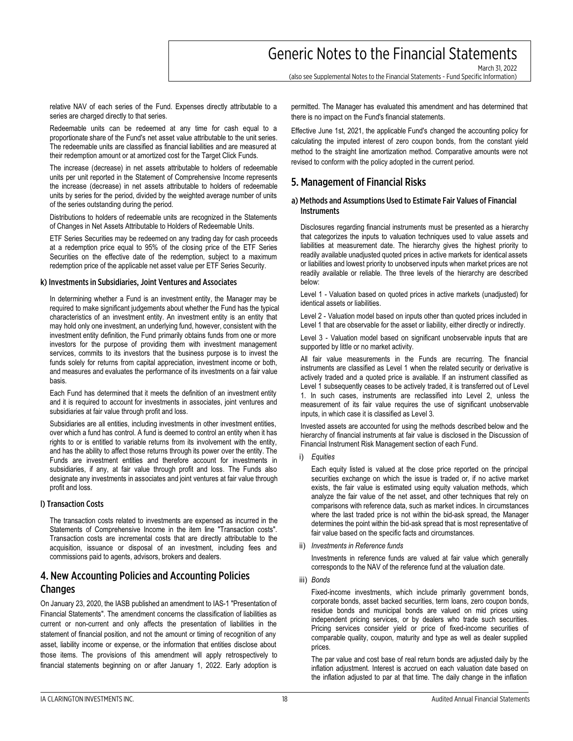relative NAV of each series of the Fund. Expenses directly attributable to a series are charged directly to that series.

Redeemable units can be redeemed at any time for cash equal to a proportionate share of the Fund's net asset value attributable to the unit series. The redeemable units are classified as financial liabilities and are measured at their redemption amount or at amortized cost for the Target Click Funds.

The increase (decrease) in net assets attributable to holders of redeemable units per unit reported in the Statement of Comprehensive Income represents the increase (decrease) in net assets attributable to holders of redeemable units by series for the period, divided by the weighted average number of units of the series outstanding during the period.

Distributions to holders of redeemable units are recognized in the Statements of Changes in Net Assets Attributable to Holders of Redeemable Units.

ETF Series Securities may be redeemed on any trading day for cash proceeds at a redemption price equal to 95% of the closing price of the ETF Series Securities on the effective date of the redemption, subject to a maximum redemption price of the applicable net asset value per ETF Series Security.

### k) Investments in Subsidiaries, Joint Ventures and Associates

In determining whether a Fund is an investment entity, the Manager may be required to make significant judgements about whether the Fund has the typical characteristics of an investment entity. An investment entity is an entity that may hold only one investment, an underlying fund, however, consistent with the investment entity definition, the Fund primarily obtains funds from one or more investors for the purpose of providing them with investment management services, commits to its investors that the business purpose is to invest the funds solely for returns from capital appreciation, investment income or both, and measures and evaluates the performance of its investments on a fair value basis.

Each Fund has determined that it meets the definition of an investment entity and it is required to account for investments in associates, joint ventures and subsidiaries at fair value through profit and loss.

Subsidiaries are all entities, including investments in other investment entities, over which a fund has control. A fund is deemed to control an entity when it has rights to or is entitled to variable returns from its involvement with the entity, and has the ability to affect those returns through its power over the entity. The Funds are investment entities and therefore account for investments in subsidiaries, if any, at fair value through profit and loss. The Funds also designate any investments in associates and joint ventures at fair value through profit and loss.

### l) Transaction Costs

The transaction costs related to investments are expensed as incurred in the Statements of Comprehensive Income in the item line "Transaction costs". Transaction costs are incremental costs that are directly attributable to the acquisition, issuance or disposal of an investment, including fees and commissions paid to agents, advisors, brokers and dealers.

## 4. New Accounting Policies and Accounting Policies Changes

On January 23, 2020, the IASB published an amendment to IAS-1 "Presentation of Financial Statements". The amendment concerns the classification of liabilities as current or non-current and only affects the presentation of liabilities in the statement of financial position, and not the amount or timing of recognition of any asset, liability income or expense, or the information that entities disclose about those items. The provisions of this amendment will apply retrospectively to financial statements beginning on or after January 1, 2022. Early adoption is permitted. The Manager has evaluated this amendment and has determined that there is no impact on the Fund's financial statements.

Effective June 1st, 2021, the applicable Fund's changed the accounting policy for calculating the imputed interest of zero coupon bonds, from the constant yield method to the straight line amortization method. Comparative amounts were not revised to conform with the policy adopted in the current period.

## 5. Management of Financial Risks

### a) Methods and Assumptions Used to Estimate Fair Values of Financial Instruments

Disclosures regarding financial instruments must be presented as a hierarchy that categorizes the inputs to valuation techniques used to value assets and liabilities at measurement date. The hierarchy gives the highest priority to readily available unadjusted quoted prices in active markets for identical assets or liabilities and lowest priority to unobserved inputs when market prices are not readily available or reliable. The three levels of the hierarchy are described below:

Level 1 - Valuation based on quoted prices in active markets (unadjusted) for identical assets or liabilities.

Level 2 - Valuation model based on inputs other than quoted prices included in Level 1 that are observable for the asset or liability, either directly or indirectly.

Level 3 - Valuation model based on significant unobservable inputs that are supported by little or no market activity.

All fair value measurements in the Funds are recurring. The financial instruments are classified as Level 1 when the related security or derivative is actively traded and a quoted price is available. If an instrument classified as Level 1 subsequently ceases to be actively traded, it is transferred out of Level 1. In such cases, instruments are reclassified into Level 2, unless the measurement of its fair value requires the use of significant unobservable inputs, in which case it is classified as Level 3.

Invested assets are accounted for using the methods described below and the hierarchy of financial instruments at fair value is disclosed in the Discussion of Financial Instrument Risk Management section of each Fund.

i) *Equities*

Each equity listed is valued at the close price reported on the principal securities exchange on which the issue is traded or, if no active market exists, the fair value is estimated using equity valuation methods, which analyze the fair value of the net asset, and other techniques that rely on comparisons with reference data, such as market indices. In circumstances where the last traded price is not within the bid-ask spread, the Manager determines the point within the bid-ask spread that is most representative of fair value based on the specific facts and circumstances.

ii) *Investments in Reference funds*

Investments in reference funds are valued at fair value which generally corresponds to the NAV of the reference fund at the valuation date.

iii) *Bonds*

Fixed-income investments, which include primarily government bonds, corporate bonds, asset backed securities, term loans, zero coupon bonds, residue bonds and municipal bonds are valued on mid prices using independent pricing services, or by dealers who trade such securities. Pricing services consider yield or price of fixed-income securities of comparable quality, coupon, maturity and type as well as dealer supplied prices.

The par value and cost base of real return bonds are adjusted daily by the inflation adjustment. Interest is accrued on each valuation date based on the inflation adjusted to par at that time. The daily change in the inflation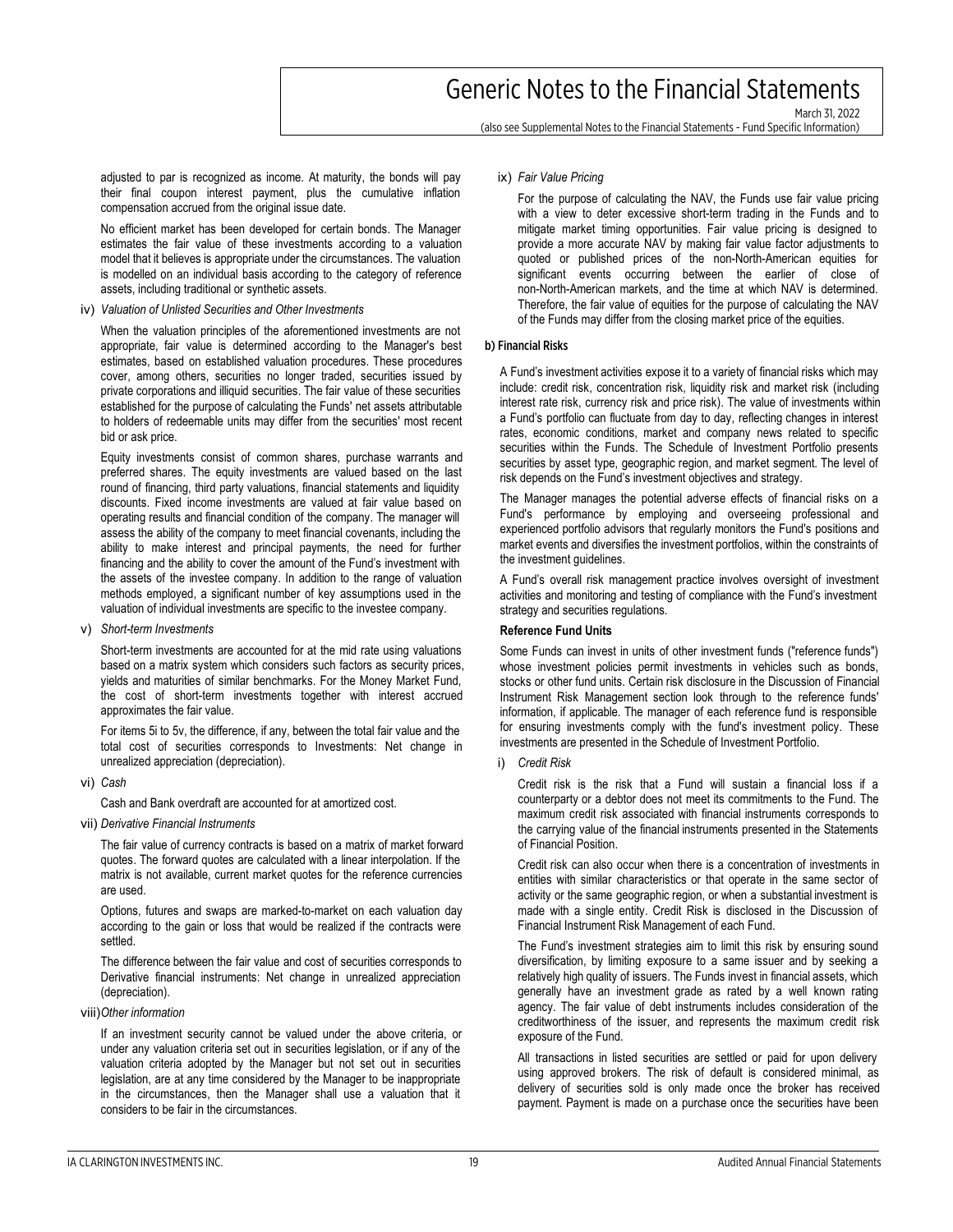adjusted to par is recognized as income. At maturity, the bonds will pay their final coupon interest payment, plus the cumulative inflation compensation accrued from the original issue date.

No efficient market has been developed for certain bonds. The Manager estimates the fair value of these investments according to a valuation model that it believes is appropriate under the circumstances. The valuation is modelled on an individual basis according to the category of reference assets, including traditional or synthetic assets.

iv) *Valuation of Unlisted Securities and Other Investments*

When the valuation principles of the aforementioned investments are not appropriate, fair value is determined according to the Manager's best estimates, based on established valuation procedures. These procedures cover, among others, securities no longer traded, securities issued by private corporations and illiquid securities. The fair value of these securities established for the purpose of calculating the Funds' net assets attributable to holders of redeemable units may differ from the securities' most recent bid or ask price.

Equity investments consist of common shares, purchase warrants and preferred shares. The equity investments are valued based on the last round of financing, third party valuations, financial statements and liquidity discounts. Fixed income investments are valued at fair value based on operating results and financial condition of the company. The manager will assess the ability of the company to meet financial covenants, including the ability to make interest and principal payments, the need for further financing and the ability to cover the amount of the Fund's investment with the assets of the investee company. In addition to the range of valuation methods employed, a significant number of key assumptions used in the valuation of individual investments are specific to the investee company.

v) *Short-term Investments*

Short-term investments are accounted for at the mid rate using valuations based on a matrix system which considers such factors as security prices, yields and maturities of similar benchmarks. For the Money Market Fund, the cost of short-term investments together with interest accrued approximates the fair value.

For items 5i to 5v, the difference, if any, between the total fair value and the total cost of securities corresponds to Investments: Net change in unrealized appreciation (depreciation).

vi) *Cash*

Cash and Bank overdraft are accounted for at amortized cost.

vii) *Derivative Financial Instruments*

The fair value of currency contracts is based on a matrix of market forward quotes. The forward quotes are calculated with a linear interpolation. If the matrix is not available, current market quotes for the reference currencies are used.

Options, futures and swaps are marked-to-market on each valuation day according to the gain or loss that would be realized if the contracts were settled.

The difference between the fair value and cost of securities corresponds to Derivative financial instruments: Net change in unrealized appreciation (depreciation).

viii) *Other information*

If an investment security cannot be valued under the above criteria, or under any valuation criteria set out in securities legislation, or if any of the valuation criteria adopted by the Manager but not set out in securities legislation, are at any time considered by the Manager to be inappropriate in the circumstances, then the Manager shall use a valuation that it considers to be fair in the circumstances.

ix) *Fair Value Pricing*

For the purpose of calculating the NAV, the Funds use fair value pricing with a view to deter excessive short-term trading in the Funds and to mitigate market timing opportunities. Fair value pricing is designed to provide a more accurate NAV by making fair value factor adjustments to quoted or published prices of the non-North-American equities for significant events occurring between the earlier of close of non-North-American markets, and the time at which NAV is determined. Therefore, the fair value of equities for the purpose of calculating the NAV of the Funds may differ from the closing market price of the equities.

**b) Financial Risks**

A Fund's investment activities expose it to a variety of financial risks which may include: credit risk, concentration risk, liquidity risk and market risk (including interest rate risk, currency risk and price risk). The value of investments within a Fund's portfolio can fluctuate from day to day, reflecting changes in interest rates, economic conditions, market and company news related to specific securities within the Funds. The Schedule of Investment Portfolio presents securities by asset type, geographic region, and market segment. The level of risk depends on the Fund's investment objectives and strategy.

The Manager manages the potential adverse effects of financial risks on a Fund's performance by employing and overseeing professional and experienced portfolio advisors that regularly monitors the Fund's positions and market events and diversifies the investment portfolios, within the constraints of the investment guidelines.

A Fund's overall risk management practice involves oversight of investment activities and monitoring and testing of compliance with the Fund's investment strategy and securities regulations.

**Reference Fund Units**

Some Funds can invest in units of other investment funds ("reference funds") whose investment policies permit investments in vehicles such as bonds, stocks or other fund units. Certain risk disclosure in the Discussion of Financial Instrument Risk Management section look through to the reference funds' information, if applicable. The manager of each reference fund is responsible for ensuring investments comply with the fund's investment policy. These investments are presented in the Schedule of Investment Portfolio.

i) *Credit Risk*

Credit risk is the risk that a Fund will sustain a financial loss if a counterparty or a debtor does not meet its commitments to the Fund. The maximum credit risk associated with financial instruments corresponds to the carrying value of the financial instruments presented in the Statements of Financial Position.

Credit risk can also occur when there is a concentration of investments in entities with similar characteristics or that operate in the same sector of activity or the same geographic region, or when a substantial investment is made with a single entity. Credit Risk is disclosed in the Discussion of Financial Instrument Risk Management of each Fund.

The Fund's investment strategies aim to limit this risk by ensuring sound diversification, by limiting exposure to a same issuer and by seeking a relatively high quality of issuers. The Funds invest in financial assets, which generally have an investment grade as rated by a well known rating agency. The fair value of debt instruments includes consideration of the creditworthiness of the issuer, and represents the maximum credit risk exposure of the Fund.

All transactions in listed securities are settled or paid for upon delivery using approved brokers. The risk of default is considered minimal, as delivery of securities sold is only made once the broker has received payment. Payment is made on a purchase once the securities have been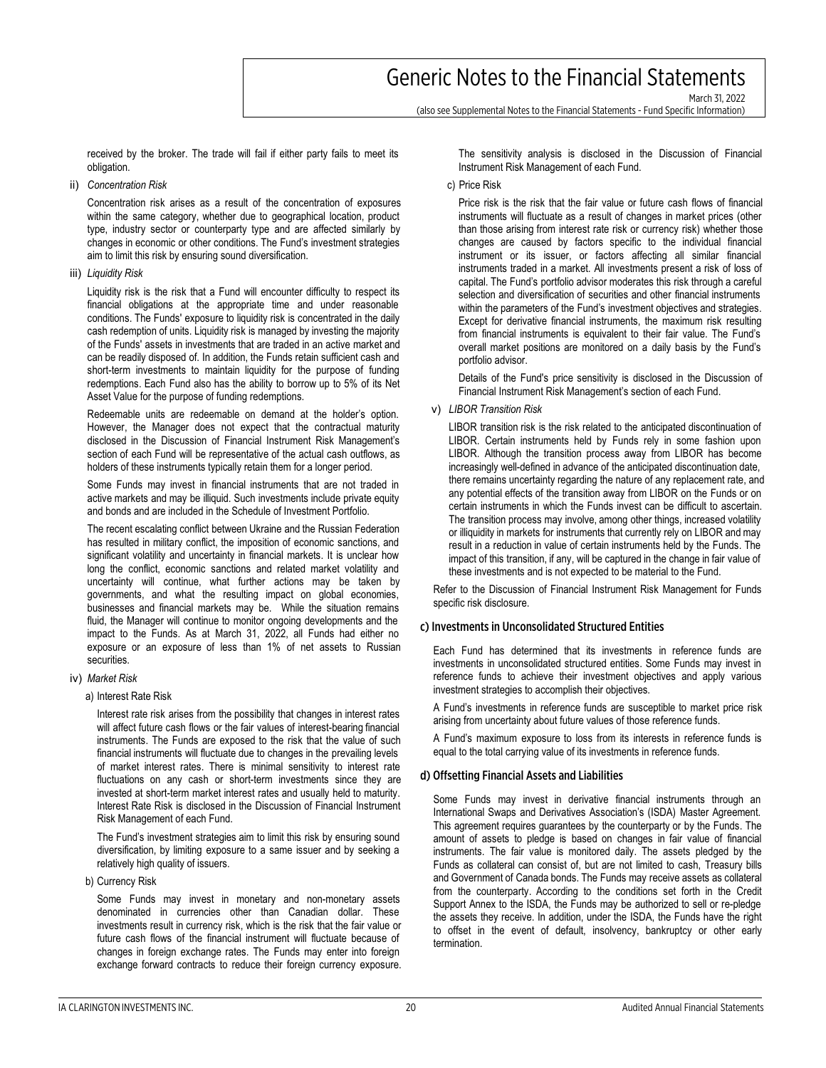received by the broker. The trade will fail if either party fails to meet its obligation.

ii) *Concentration Risk*

Concentration risk arises as a result of the concentration of exposures within the same category, whether due to geographical location, product type, industry sector or counterparty type and are affected similarly by changes in economic or other conditions. The Fund's investment strategies aim to limit this risk by ensuring sound diversification.

iii) *Liquidity Risk*

Liquidity risk is the risk that a Fund will encounter difficulty to respect its financial obligations at the appropriate time and under reasonable conditions. The Funds' exposure to liquidity risk is concentrated in the daily cash redemption of units. Liquidity risk is managed by investing the majority of the Funds' assets in investments that are traded in an active market and can be readily disposed of. In addition, the Funds retain sufficient cash and short-term investments to maintain liquidity for the purpose of funding redemptions. Each Fund also has the ability to borrow up to 5% of its Net Asset Value for the purpose of funding redemptions.

Redeemable units are redeemable on demand at the holder's option. However, the Manager does not expect that the contractual maturity disclosed in the Discussion of Financial Instrument Risk Management's section of each Fund will be representative of the actual cash outflows, as holders of these instruments typically retain them for a longer period.

Some Funds may invest in financial instruments that are not traded in active markets and may be illiquid. Such investments include private equity and bonds and are included in the Schedule of Investment Portfolio.

The recent escalating conflict between Ukraine and the Russian Federation has resulted in military conflict, the imposition of economic sanctions, and significant volatility and uncertainty in financial markets. It is unclear how long the conflict, economic sanctions and related market volatility and uncertainty will continue, what further actions may be taken by governments, and what the resulting impact on global economies, businesses and financial markets may be. While the situation remains fluid, the Manager will continue to monitor ongoing developments and the impact to the Funds. As at March 31, 2022, all Funds had either no exposure or an exposure of less than 1% of net assets to Russian securities.

iv) *Market Risk*

a) Interest Rate Risk

Interest rate risk arises from the possibility that changes in interest rates will affect future cash flows or the fair values of interest-bearing financial instruments. The Funds are exposed to the risk that the value of such financial instruments will fluctuate due to changes in the prevailing levels of market interest rates. There is minimal sensitivity to interest rate fluctuations on any cash or short-term investments since they are invested at short-term market interest rates and usually held to maturity. Interest Rate Risk is disclosed in the Discussion of Financial Instrument Risk Management of each Fund.

The Fund's investment strategies aim to limit this risk by ensuring sound diversification, by limiting exposure to a same issuer and by seeking a relatively high quality of issuers.

b) Currency Risk

Some Funds may invest in monetary and non-monetary assets denominated in currencies other than Canadian dollar. These investments result in currency risk, which is the risk that the fair value or future cash flows of the financial instrument will fluctuate because of changes in foreign exchange rates. The Funds may enter into foreign exchange forward contracts to reduce their foreign currency exposure. The sensitivity analysis is disclosed in the Discussion of Financial Instrument Risk Management of each Fund.

c) Price Risk

Price risk is the risk that the fair value or future cash flows of financial instruments will fluctuate as a result of changes in market prices (other than those arising from interest rate risk or currency risk) whether those changes are caused by factors specific to the individual financial instrument or its issuer, or factors affecting all similar financial instruments traded in a market. All investments present a risk of loss of capital. The Fund's portfolio advisor moderates this risk through a careful selection and diversification of securities and other financial instruments within the parameters of the Fund's investment objectives and strategies. Except for derivative financial instruments, the maximum risk resulting from financial instruments is equivalent to their fair value. The Fund's overall market positions are monitored on a daily basis by the Fund's portfolio advisor.

Details of the Fund's price sensitivity is disclosed in the Discussion of Financial Instrument Risk Management's section of each Fund.

v) *LIBOR Transition Risk*

LIBOR transition risk is the risk related to the anticipated discontinuation of LIBOR. Certain instruments held by Funds rely in some fashion upon LIBOR. Although the transition process away from LIBOR has become increasingly well-defined in advance of the anticipated discontinuation date, there remains uncertainty regarding the nature of any replacement rate, and any potential effects of the transition away from LIBOR on the Funds or on certain instruments in which the Funds invest can be difficult to ascertain. The transition process may involve, among other things, increased volatility or illiquidity in markets for instruments that currently rely on LIBOR and may result in a reduction in value of certain instruments held by the Funds. The impact of this transition, if any, will be captured in the change in fair value of these investments and is not expected to be material to the Fund.

Refer to the Discussion of Financial Instrument Risk Management for Funds specific risk disclosure.

### c) Investments in Unconsolidated Structured Entities

Each Fund has determined that its investments in reference funds are investments in unconsolidated structured entities. Some Funds may invest in reference funds to achieve their investment objectives and apply various investment strategies to accomplish their objectives.

A Fund's investments in reference funds are susceptible to market price risk arising from uncertainty about future values of those reference funds.

A Fund's maximum exposure to loss from its interests in reference funds is equal to the total carrying value of its investments in reference funds.

### d) Offsetting Financial Assets and Liabilities

Some Funds may invest in derivative financial instruments through an International Swaps and Derivatives Association's (ISDA) Master Agreement. This agreement requires guarantees by the counterparty or by the Funds. The amount of assets to pledge is based on changes in fair value of financial instruments. The fair value is monitored daily. The assets pledged by the Funds as collateral can consist of, but are not limited to cash, Treasury bills and Government of Canada bonds. The Funds may receive assets as collateral from the counterparty. According to the conditions set forth in the Credit Support Annex to the ISDA, the Funds may be authorized to sell or re-pledge the assets they receive. In addition, under the ISDA, the Funds have the right to offset in the event of default, insolvency, bankruptcy or other early termination.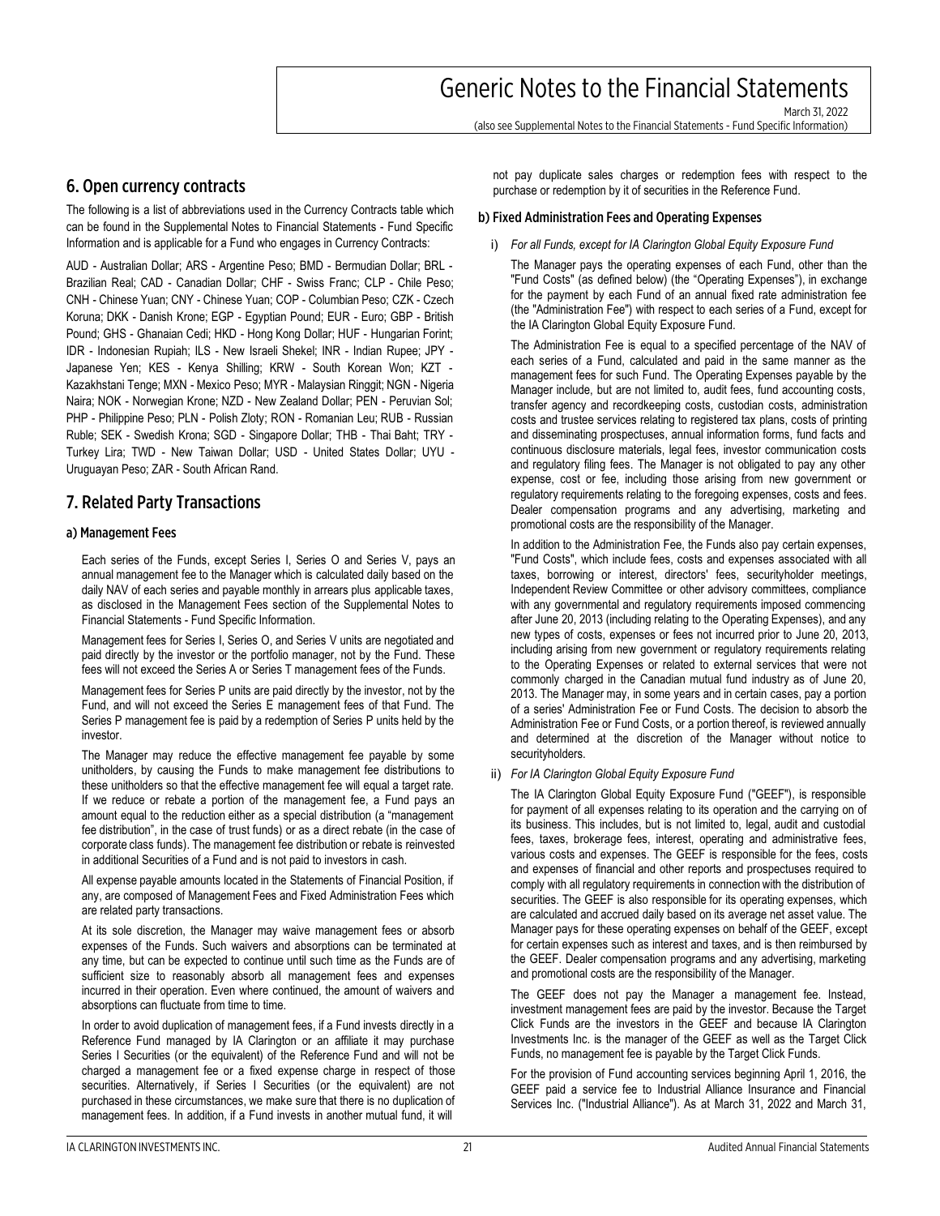## 6. Open currency contracts

The following is a list of abbreviations used in the Currency Contracts table which can be found in the Supplemental Notes to Financial Statements - Fund Specific Information and is applicable for a Fund who engages in Currency Contracts:

AUD - Australian Dollar; ARS - Argentine Peso; BMD - Bermudian Dollar; BRL - Brazilian Real; CAD - Canadian Dollar; CHF - Swiss Franc; CLP - Chile Peso; CNH - Chinese Yuan; CNY - Chinese Yuan; COP - Columbian Peso; CZK - Czech Koruna; DKK - Danish Krone; EGP - Egyptian Pound; EUR - Euro; GBP - British Pound; GHS - Ghanaian Cedi; HKD - Hong Kong Dollar; HUF - Hungarian Forint; IDR - Indonesian Rupiah; ILS - New Israeli Shekel; INR - Indian Rupee; JPY - Japanese Yen; KES - Kenya Shilling; KRW - South Korean Won; KZT - Kazakhstani Tenge; MXN - Mexico Peso; MYR - Malaysian Ringgit; NGN - Nigeria Naira; NOK - Norwegian Krone; NZD - New Zealand Dollar; PEN - Peruvian Sol; PHP - Philippine Peso; PLN - Polish Zloty; RON - Romanian Leu; RUB - Russian Ruble; SEK - Swedish Krona; SGD - Singapore Dollar; THB - Thai Baht; TRY - Turkey Lira; TWD - New Taiwan Dollar; USD - United States Dollar; UYU - Uruguayan Peso; ZAR - South African Rand.

## 7. Related Party Transactions

### a) Management Fees

Each series of the Funds, except Series I, Series O and Series V, pays an annual management fee to the Manager which is calculated daily based on the daily NAV of each series and payable monthly in arrears plus applicable taxes, as disclosed in the Management Fees section of the Supplemental Notes to Financial Statements - Fund Specific Information.

Management fees for Series I, Series O, and Series V units are negotiated and paid directly by the investor or the portfolio manager, not by the Fund. These fees will not exceed the Series A or Series T management fees of the Funds.

Management fees for Series P units are paid directly by the investor, not by the Fund, and will not exceed the Series E management fees of that Fund. The Series P management fee is paid by a redemption of Series P units held by the investor.

The Manager may reduce the effective management fee payable by some unitholders, by causing the Funds to make management fee distributions to these unitholders so that the effective management fee will equal a target rate. If we reduce or rebate a portion of the management fee, a Fund pays an amount equal to the reduction either as a special distribution (a "management fee distribution", in the case of trust funds) or as a direct rebate (in the case of corporate class funds). The management fee distribution or rebate is reinvested in additional Securities of a Fund and is not paid to investors in cash.

All expense payable amounts located in the Statements of Financial Position, if any, are composed of Management Fees and Fixed Administration Fees which are related party transactions.

At its sole discretion, the Manager may waive management fees or absorb expenses of the Funds. Such waivers and absorptions can be terminated at any time, but can be expected to continue until such time as the Funds are of sufficient size to reasonably absorb all management fees and expenses incurred in their operation. Even where continued, the amount of waivers and absorptions can fluctuate from time to time.

In order to avoid duplication of management fees, if a Fund invests directly in a Reference Fund managed by IA Clarington or an affiliate it may purchase Series I Securities (or the equivalent) of the Reference Fund and will not be charged a management fee or a fixed expense charge in respect of those securities. Alternatively, if Series I Securities (or the equivalent) are not purchased in these circumstances, we make sure that there is no duplication of management fees. In addition, if a Fund invests in another mutual fund, it will not pay duplicate sales charges or redemption fees with respect to the purchase or redemption by it of securities in the Reference Fund.

### b) Fixed Administration Fees and Operating Expenses

i) *For all Funds, except for IA Clarington Global Equity Exposure Fund*

The Manager pays the operating expenses of each Fund, other than the "Fund Costs" (as defined below) (the "Operating Expenses"), in exchange for the payment by each Fund of an annual fixed rate administration fee (the "Administration Fee") with respect to each series of a Fund, except for the IA Clarington Global Equity Exposure Fund.

The Administration Fee is equal to a specified percentage of the NAV of each series of a Fund, calculated and paid in the same manner as the management fees for such Fund. The Operating Expenses payable by the Manager include, but are not limited to, audit fees, fund accounting costs, transfer agency and recordkeeping costs, custodian costs, administration costs and trustee services relating to registered tax plans, costs of printing and disseminating prospectuses, annual information forms, fund facts and continuous disclosure materials, legal fees, investor communication costs and regulatory filing fees. The Manager is not obligated to pay any other expense, cost or fee, including those arising from new government or regulatory requirements relating to the foregoing expenses, costs and fees. Dealer compensation programs and any advertising, marketing and promotional costs are the responsibility of the Manager.

In addition to the Administration Fee, the Funds also pay certain expenses, "Fund Costs", which include fees, costs and expenses associated with all taxes, borrowing or interest, directors' fees, securityholder meetings, Independent Review Committee or other advisory committees, compliance with any governmental and regulatory requirements imposed commencing after June 20, 2013 (including relating to the Operating Expenses), and any new types of costs, expenses or fees not incurred prior to June 20, 2013, including arising from new government or regulatory requirements relating to the Operating Expenses or related to external services that were not commonly charged in the Canadian mutual fund industry as of June 20, 2013. The Manager may, in some years and in certain cases, pay a portion of a series' Administration Fee or Fund Costs. The decision to absorb the Administration Fee or Fund Costs, or a portion thereof, is reviewed annually and determined at the discretion of the Manager without notice to securityholders.

ii) *For IA Clarington Global Equity Exposure Fund*

The IA Clarington Global Equity Exposure Fund ("GEEF"), is responsible for payment of all expenses relating to its operation and the carrying on of its business. This includes, but is not limited to, legal, audit and custodial fees, taxes, brokerage fees, interest, operating and administrative fees, various costs and expenses. The GEEF is responsible for the fees, costs and expenses of financial and other reports and prospectuses required to comply with all regulatory requirements in connection with the distribution of securities. The GEEF is also responsible for its operating expenses, which are calculated and accrued daily based on its average net asset value. The Manager pays for these operating expenses on behalf of the GEEF, except for certain expenses such as interest and taxes, and is then reimbursed by the GEEF. Dealer compensation programs and any advertising, marketing and promotional costs are the responsibility of the Manager.

The GEEF does not pay the Manager a management fee. Instead, investment management fees are paid by the investor. Because the Target Click Funds are the investors in the GEEF and because IA Clarington Investments Inc. is the manager of the GEEF as well as the Target Click Funds, no management fee is payable by the Target Click Funds.

For the provision of Fund accounting services beginning April 1, 2016, the GEEF paid a service fee to Industrial Alliance Insurance and Financial Services Inc. ("Industrial Alliance"). As at March 31, 2022 and March 31,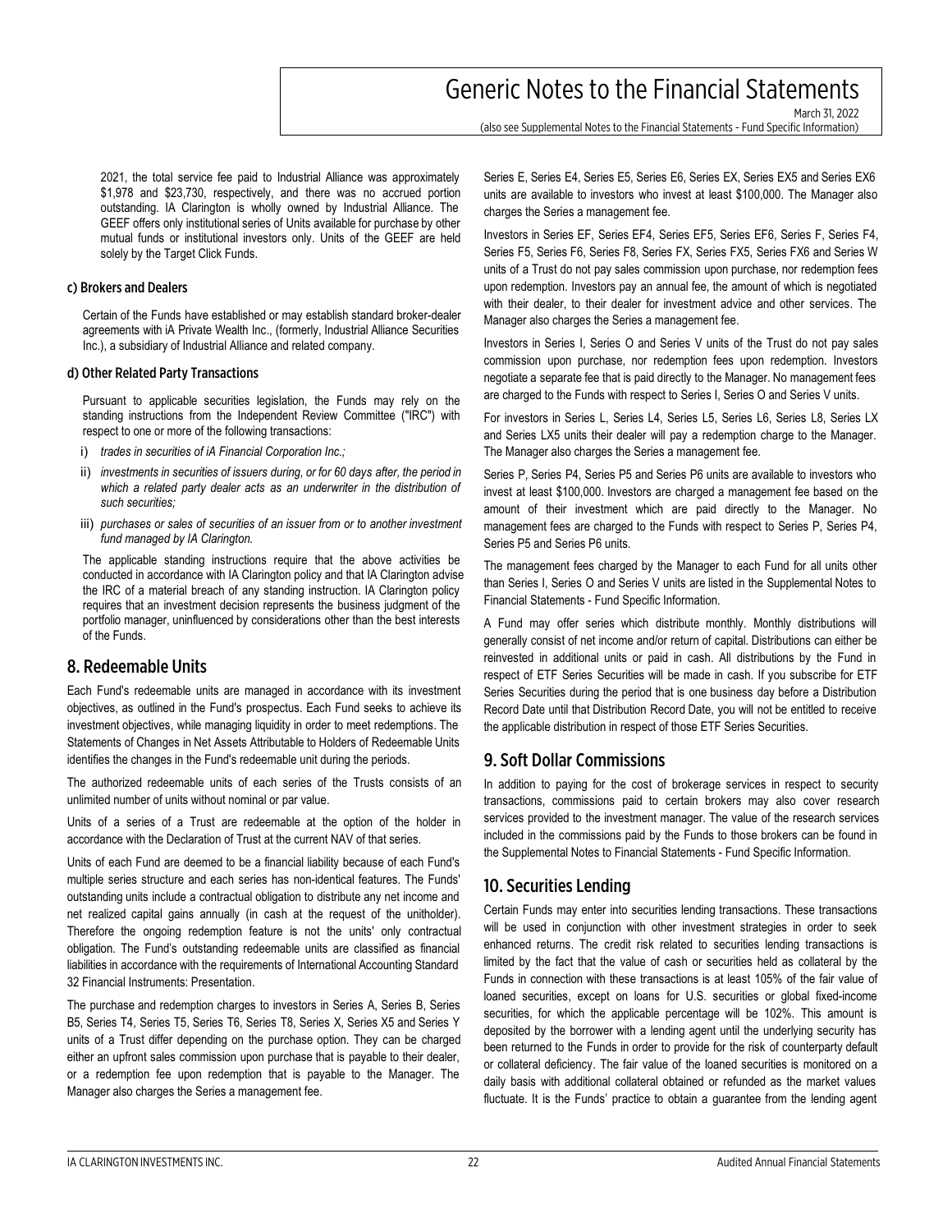2021, the total service fee paid to Industrial Alliance was approximately $1,978 and $23,730, respectively, and there was no accrued portion outstanding. IA Clarington is wholly owned by Industrial Alliance. The GEEF offers only institutional series of Units available for purchase by other mutual funds or institutional investors only. Units of the GEEF are held solely by the Target Click Funds.

### c) Brokers and Dealers

Certain of the Funds have established or may establish standard broker-dealer agreements with iA Private Wealth Inc., (formerly, Industrial Alliance Securities Inc.), a subsidiary of Industrial Alliance and related company.

### d) Other Related Party Transactions

Pursuant to applicable securities legislation, the Funds may rely on the standing instructions from the Independent Review Committee ("IRC") with respect to one or more of the following transactions:

i) *trades in securities of iA Financial Corporation Inc.;*

ii) *investments in securities of issuers during, or for 60 days after, the period in which a related party dealer acts as an underwriter in the distribution of such securities;*

iii) *purchases or sales of securities of an issuer from or to another investment fund managed by IA Clarington.*

The applicable standing instructions require that the above activities be conducted in accordance with IA Clarington policy and that IA Clarington advise the IRC of a material breach of any standing instruction. IA Clarington policy requires that an investment decision represents the business judgment of the portfolio manager, uninfluenced by considerations other than the best interests of the Funds.

## 8. Redeemable Units

Each Fund's redeemable units are managed in accordance with its investment objectives, as outlined in the Fund's prospectus. Each Fund seeks to achieve its investment objectives, while managing liquidity in order to meet redemptions. The Statements of Changes in Net Assets Attributable to Holders of Redeemable Units identifies the changes in the Fund's redeemable unit during the periods.

The authorized redeemable units of each series of the Trusts consists of an unlimited number of units without nominal or par value.

Units of a series of a Trust are redeemable at the option of the holder in accordance with the Declaration of Trust at the current NAV of that series.

Units of each Fund are deemed to be a financial liability because of each Fund's multiple series structure and each series has non-identical features. The Funds' outstanding units include a contractual obligation to distribute any net income and net realized capital gains annually (in cash at the request of the unitholder). Therefore the ongoing redemption feature is not the units' only contractual obligation. The Fund's outstanding redeemable units are classified as financial liabilities in accordance with the requirements of International Accounting Standard 32 Financial Instruments: Presentation.

The purchase and redemption charges to investors in Series A, Series B, Series B5, Series T4, Series T5, Series T6, Series T8, Series X, Series X5 and Series Y units of a Trust differ depending on the purchase option. They can be charged either an upfront sales commission upon purchase that is payable to their dealer, or a redemption fee upon redemption that is payable to the Manager. The Manager also charges the Series a management fee.

Series E, Series E4, Series E5, Series E6, Series EX, Series EX5 and Series EX6 units are available to investors who invest at least $100,000. The Manager also charges the Series a management fee.

Investors in Series EF, Series EF4, Series EF5, Series EF6, Series F, Series F4, Series F5, Series F6, Series F8, Series FX, Series FX5, Series FX6 and Series W units of a Trust do not pay sales commission upon purchase, nor redemption fees upon redemption. Investors pay an annual fee, the amount of which is negotiated with their dealer, to their dealer for investment advice and other services. The Manager also charges the Series a management fee.

Investors in Series I, Series O and Series V units of the Trust do not pay sales commission upon purchase, nor redemption fees upon redemption. Investors negotiate a separate fee that is paid directly to the Manager. No management fees are charged to the Funds with respect to Series I, Series O and Series V units.

For investors in Series L, Series L4, Series L5, Series L6, Series L8, Series LX and Series LX5 units their dealer will pay a redemption charge to the Manager. The Manager also charges the Series a management fee.

Series P, Series P4, Series P5 and Series P6 units are available to investors who invest at least $100,000. Investors are charged a management fee based on the amount of their investment which are paid directly to the Manager. No management fees are charged to the Funds with respect to Series P, Series P4, Series P5 and Series P6 units.

The management fees charged by the Manager to each Fund for all units other than Series I, Series O and Series V units are listed in the Supplemental Notes to Financial Statements - Fund Specific Information.

A Fund may offer series which distribute monthly. Monthly distributions will generally consist of net income and/or return of capital. Distributions can either be reinvested in additional units or paid in cash. All distributions by the Fund in respect of ETF Series Securities will be made in cash. If you subscribe for ETF Series Securities during the period that is one business day before a Distribution Record Date until that Distribution Record Date, you will not be entitled to receive the applicable distribution in respect of those ETF Series Securities.

## 9. Soft Dollar Commissions

In addition to paying for the cost of brokerage services in respect to security transactions, commissions paid to certain brokers may also cover research services provided to the investment manager. The value of the research services included in the commissions paid by the Funds to those brokers can be found in the Supplemental Notes to Financial Statements - Fund Specific Information.

## 10. Securities Lending

Certain Funds may enter into securities lending transactions. These transactions will be used in conjunction with other investment strategies in order to seek enhanced returns. The credit risk related to securities lending transactions is limited by the fact that the value of cash or securities held as collateral by the Funds in connection with these transactions is at least 105% of the fair value of loaned securities, except on loans for U.S. securities or global fixed-income securities, for which the applicable percentage will be 102%. This amount is deposited by the borrower with a lending agent until the underlying security has been returned to the Funds in order to provide for the risk of counterparty default or collateral deficiency. The fair value of the loaned securities is monitored on a daily basis with additional collateral obtained or refunded as the market values fluctuate. It is the Funds' practice to obtain a guarantee from the lending agent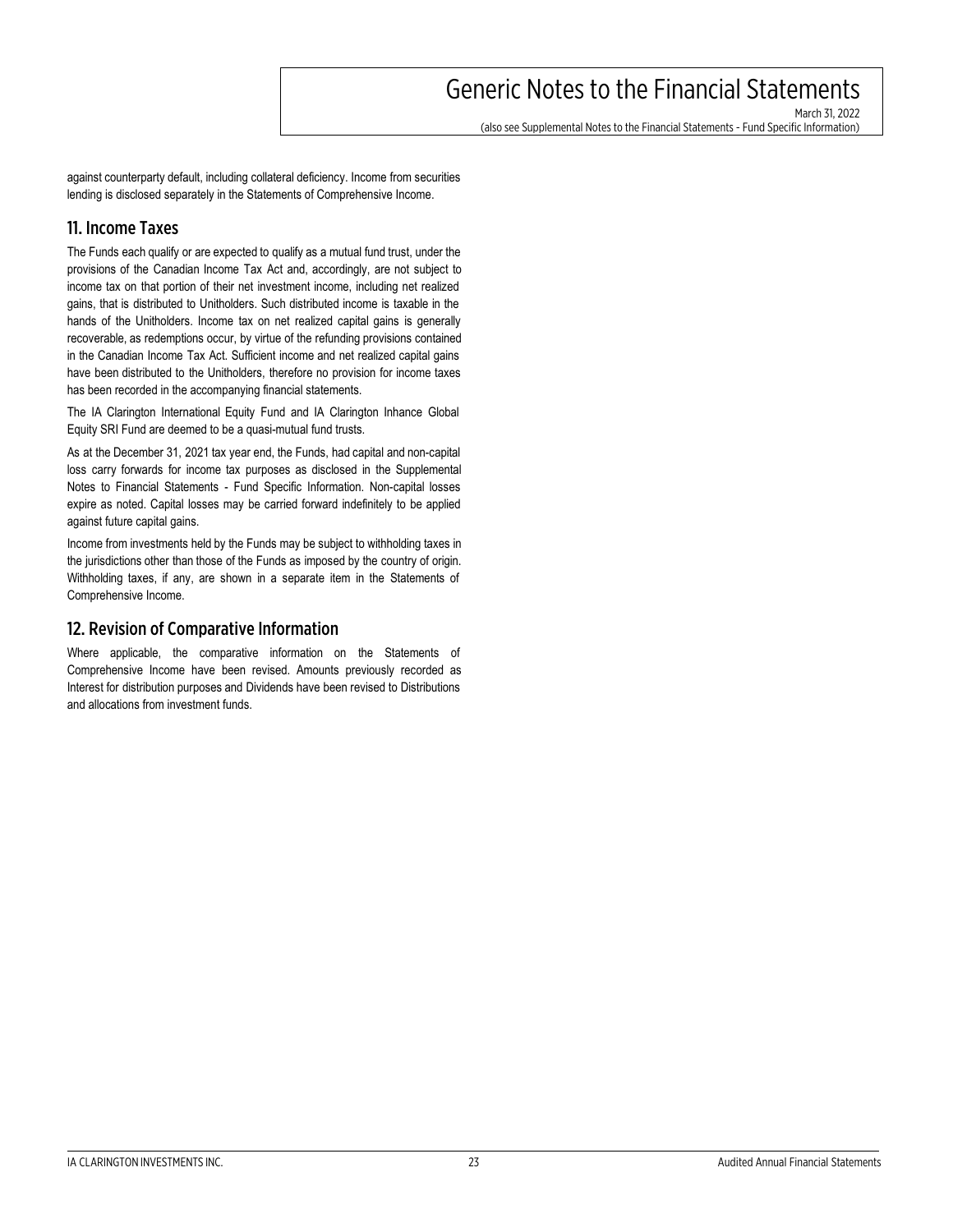against counterparty default, including collateral deficiency. Income from securities lending is disclosed separately in the Statements of Comprehensive Income.

## 11. Income Taxes

The Funds each qualify or are expected to qualify as a mutual fund trust, under the provisions of the Canadian Income Tax Act and, accordingly, are not subject to income tax on that portion of their net investment income, including net realized gains, that is distributed to Unitholders. Such distributed income is taxable in the hands of the Unitholders. Income tax on net realized capital gains is generally recoverable, as redemptions occur, by virtue of the refunding provisions contained in the Canadian Income Tax Act. Sufficient income and net realized capital gains have been distributed to the Unitholders, therefore no provision for income taxes has been recorded in the accompanying financial statements.

The IA Clarington International Equity Fund and IA Clarington Inhance Global Equity SRI Fund are deemed to be a quasi-mutual fund trusts.

As at the December 31, 2021 tax year end, the Funds, had capital and non-capital loss carry forwards for income tax purposes as disclosed in the Supplemental Notes to Financial Statements - Fund Specific Information. Non-capital losses expire as noted. Capital losses may be carried forward indefinitely to be applied against future capital gains.

Income from investments held by the Funds may be subject to withholding taxes in the jurisdictions other than those of the Funds as imposed by the country of origin. Withholding taxes, if any, are shown in a separate item in the Statements of Comprehensive Income.

## 12. Revision of Comparative Information

Where applicable, the comparative information on the Statements of Comprehensive Income have been revised. Amounts previously recorded as Interest for distribution purposes and Dividends have been revised to Distributions and allocations from investment funds.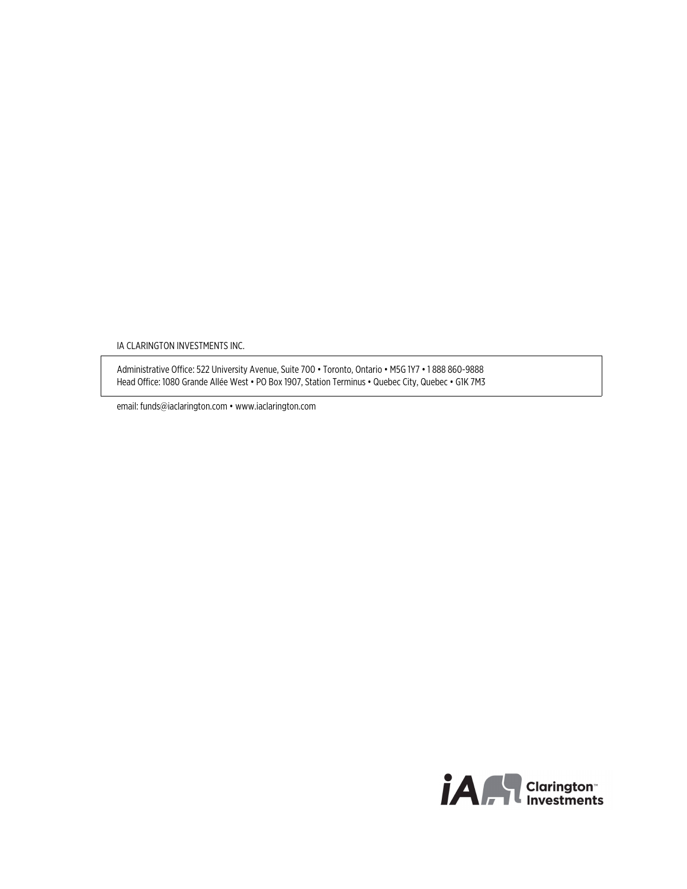IA CLARINGTON INVESTMENTS INC.

Administrative Office: 522 University Avenue, Suite 700 • Toronto, Ontario • M5G 1Y7 • 1 888 860-9888
Head Office: 1080 Grande Allée West • PO Box 1907, Station Terminus • Quebec City, Quebec • G1K 7M3

email: funds@iaclarington.com • www.iaclarington.com

iA Clarington™ Investments